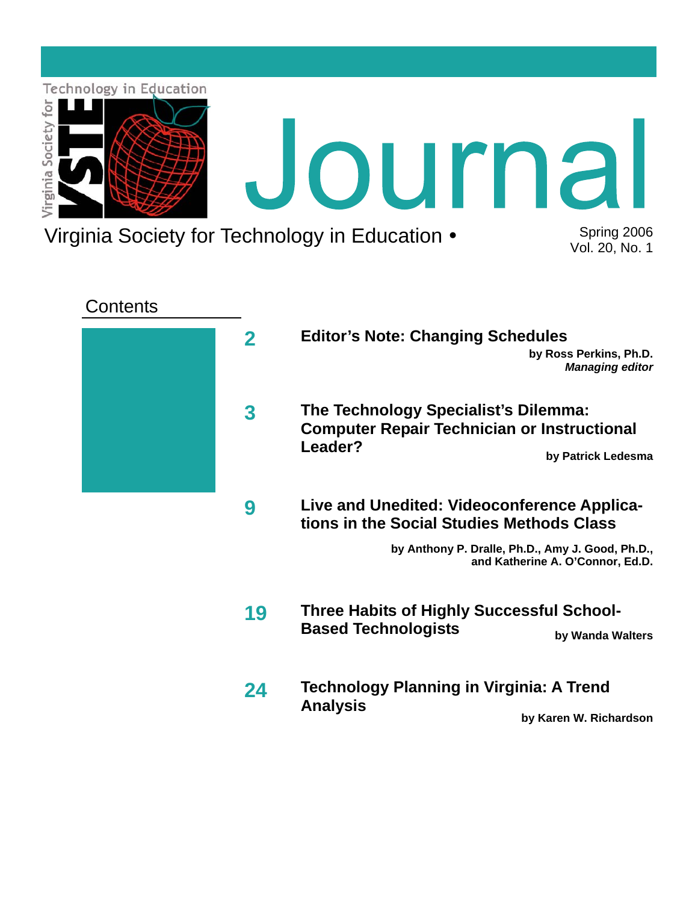Technology in Education

Virginia Society for

VSTE

# Journal

Virginia Society for Technology in Education •

Spring 2006
Vol. 20, No. 1

## Contents

**2** **Editor's Note: Changing Schedules**
**by Ross Perkins, Ph.D.**
***Managing editor***

**3** **The Technology Specialist's Dilemma: Computer Repair Technician or Instructional Leader?**
**by Patrick Ledesma**

**9** **Live and Unedited: Videoconference Applications in the Social Studies Methods Class**
**by Anthony P. Dralle, Ph.D., Amy J. Good, Ph.D., and Katherine A. O'Connor, Ed.D.**

**19** **Three Habits of Highly Successful School-Based Technologists**
**by Wanda Walters**

**24** **Technology Planning in Virginia: A Trend Analysis**
**by Karen W. Richardson**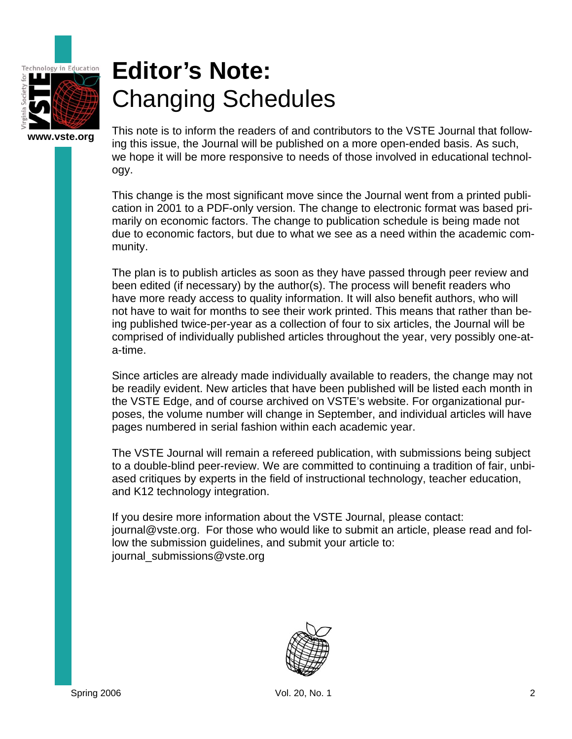# Editor's Note: Changing Schedules

This note is to inform the readers of and contributors to the VSTE Journal that following this issue, the Journal will be published on a more open-ended basis. As such, we hope it will be more responsive to needs of those involved in educational technology.

This change is the most significant move since the Journal went from a printed publication in 2001 to a PDF-only version. The change to electronic format was based primarily on economic factors. The change to publication schedule is being made not due to economic factors, but due to what we see as a need within the academic community.

The plan is to publish articles as soon as they have passed through peer review and been edited (if necessary) by the author(s). The process will benefit readers who have more ready access to quality information. It will also benefit authors, who will not have to wait for months to see their work printed. This means that rather than being published twice-per-year as a collection of four to six articles, the Journal will be comprised of individually published articles throughout the year, very possibly one-at-a-time.

Since articles are already made individually available to readers, the change may not be readily evident. New articles that have been published will be listed each month in the VSTE Edge, and of course archived on VSTE's website. For organizational purposes, the volume number will change in September, and individual articles will have pages numbered in serial fashion within each academic year.

The VSTE Journal will remain a refereed publication, with submissions being subject to a double-blind peer-review. We are committed to continuing a tradition of fair, unbiased critiques by experts in the field of instructional technology, teacher education, and K12 technology integration.

If you desire more information about the VSTE Journal, please contact: journal@vste.org. For those who would like to submit an article, please read and follow the submission guidelines, and submit your article to: journal_submissions@vste.org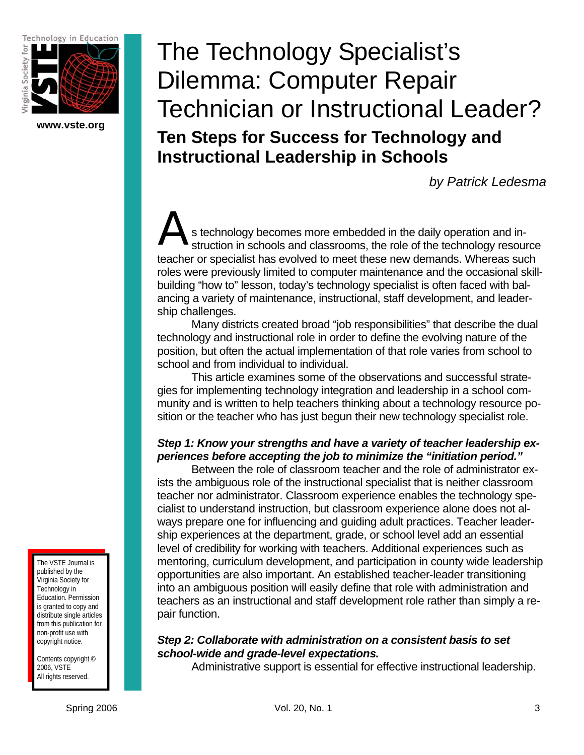# The Technology Specialist's Dilemma: Computer Repair Technician or Instructional Leader?

## Ten Steps for Success for Technology and Instructional Leadership in Schools

*by Patrick Ledesma*

As technology becomes more embedded in the daily operation and instruction in schools and classrooms, the role of the technology resource teacher or specialist has evolved to meet these new demands. Whereas such roles were previously limited to computer maintenance and the occasional skill-building "how to" lesson, today's technology specialist is often faced with balancing a variety of maintenance, instructional, staff development, and leadership challenges.

Many districts created broad "job responsibilities" that describe the dual technology and instructional role in order to define the evolving nature of the position, but often the actual implementation of that role varies from school to school and from individual to individual.

This article examines some of the observations and successful strategies for implementing technology integration and leadership in a school community and is written to help teachers thinking about a technology resource position or the teacher who has just begun their new technology specialist role.

***Step 1: Know your strengths and have a variety of teacher leadership experiences before accepting the job to minimize the "initiation period."***

Between the role of classroom teacher and the role of administrator exists the ambiguous role of the instructional specialist that is neither classroom teacher nor administrator. Classroom experience enables the technology specialist to understand instruction, but classroom experience alone does not always prepare one for influencing and guiding adult practices. Teacher leadership experiences at the department, grade, or school level add an essential level of credibility for working with teachers. Additional experiences such as mentoring, curriculum development, and participation in county wide leadership opportunities are also important. An established teacher-leader transitioning into an ambiguous position will easily define that role with administration and teachers as an instructional and staff development role rather than simply a repair function.

***Step 2: Collaborate with administration on a consistent basis to set school-wide and grade-level expectations.***

Administrative support is essential for effective instructional leadership.

The VSTE Journal is published by the Virginia Society for Technology in Education. Permission is granted to copy and distribute single articles from this publication for non-profit use with copyright notice.

Contents copyright © 2006, VSTE All rights reserved.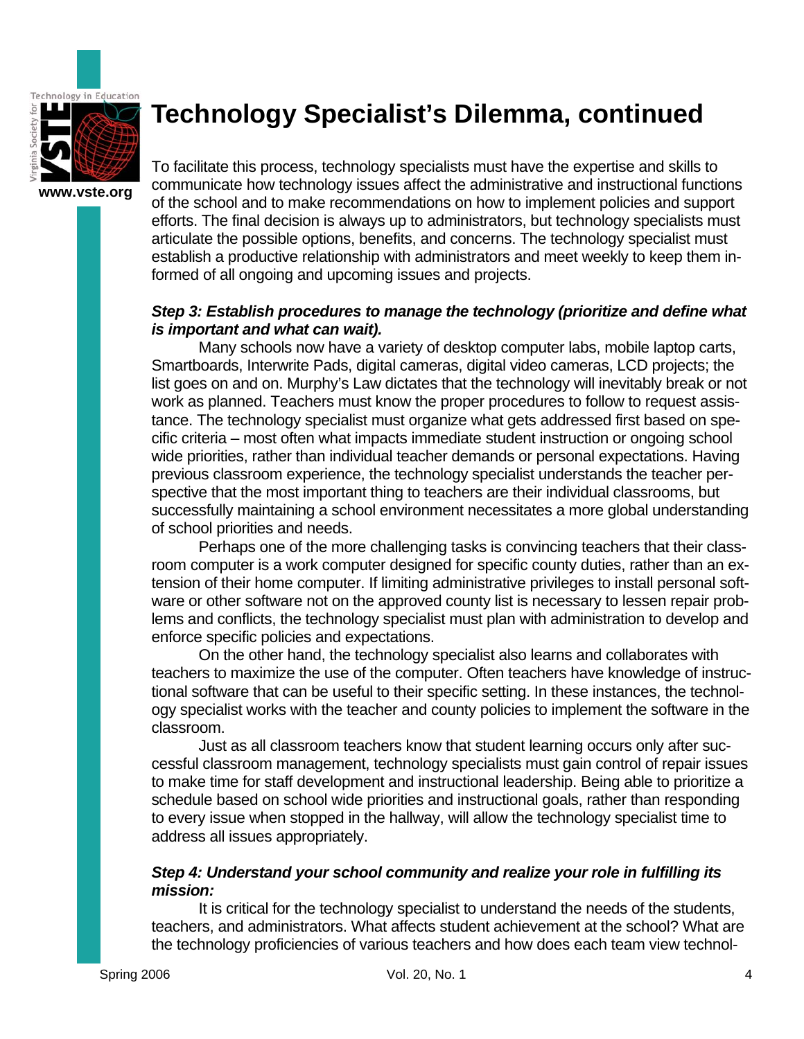# Technology Specialist's Dilemma, continued

To facilitate this process, technology specialists must have the expertise and skills to communicate how technology issues affect the administrative and instructional functions of the school and to make recommendations on how to implement policies and support efforts. The final decision is always up to administrators, but technology specialists must articulate the possible options, benefits, and concerns. The technology specialist must establish a productive relationship with administrators and meet weekly to keep them informed of all ongoing and upcoming issues and projects.

***Step 3: Establish procedures to manage the technology (prioritize and define what is important and what can wait).***

Many schools now have a variety of desktop computer labs, mobile laptop carts, Smartboards, Interwrite Pads, digital cameras, digital video cameras, LCD projects; the list goes on and on. Murphy's Law dictates that the technology will inevitably break or not work as planned. Teachers must know the proper procedures to follow to request assistance. The technology specialist must organize what gets addressed first based on specific criteria – most often what impacts immediate student instruction or ongoing school wide priorities, rather than individual teacher demands or personal expectations. Having previous classroom experience, the technology specialist understands the teacher perspective that the most important thing to teachers are their individual classrooms, but successfully maintaining a school environment necessitates a more global understanding of school priorities and needs.

Perhaps one of the more challenging tasks is convincing teachers that their classroom computer is a work computer designed for specific county duties, rather than an extension of their home computer. If limiting administrative privileges to install personal software or other software not on the approved county list is necessary to lessen repair problems and conflicts, the technology specialist must plan with administration to develop and enforce specific policies and expectations.

On the other hand, the technology specialist also learns and collaborates with teachers to maximize the use of the computer. Often teachers have knowledge of instructional software that can be useful to their specific setting. In these instances, the technology specialist works with the teacher and county policies to implement the software in the classroom.

Just as all classroom teachers know that student learning occurs only after successful classroom management, technology specialists must gain control of repair issues to make time for staff development and instructional leadership. Being able to prioritize a schedule based on school wide priorities and instructional goals, rather than responding to every issue when stopped in the hallway, will allow the technology specialist time to address all issues appropriately.

***Step 4: Understand your school community and realize your role in fulfilling its mission:***

It is critical for the technology specialist to understand the needs of the students, teachers, and administrators. What affects student achievement at the school? What are the technology proficiencies of various teachers and how does each team view technol-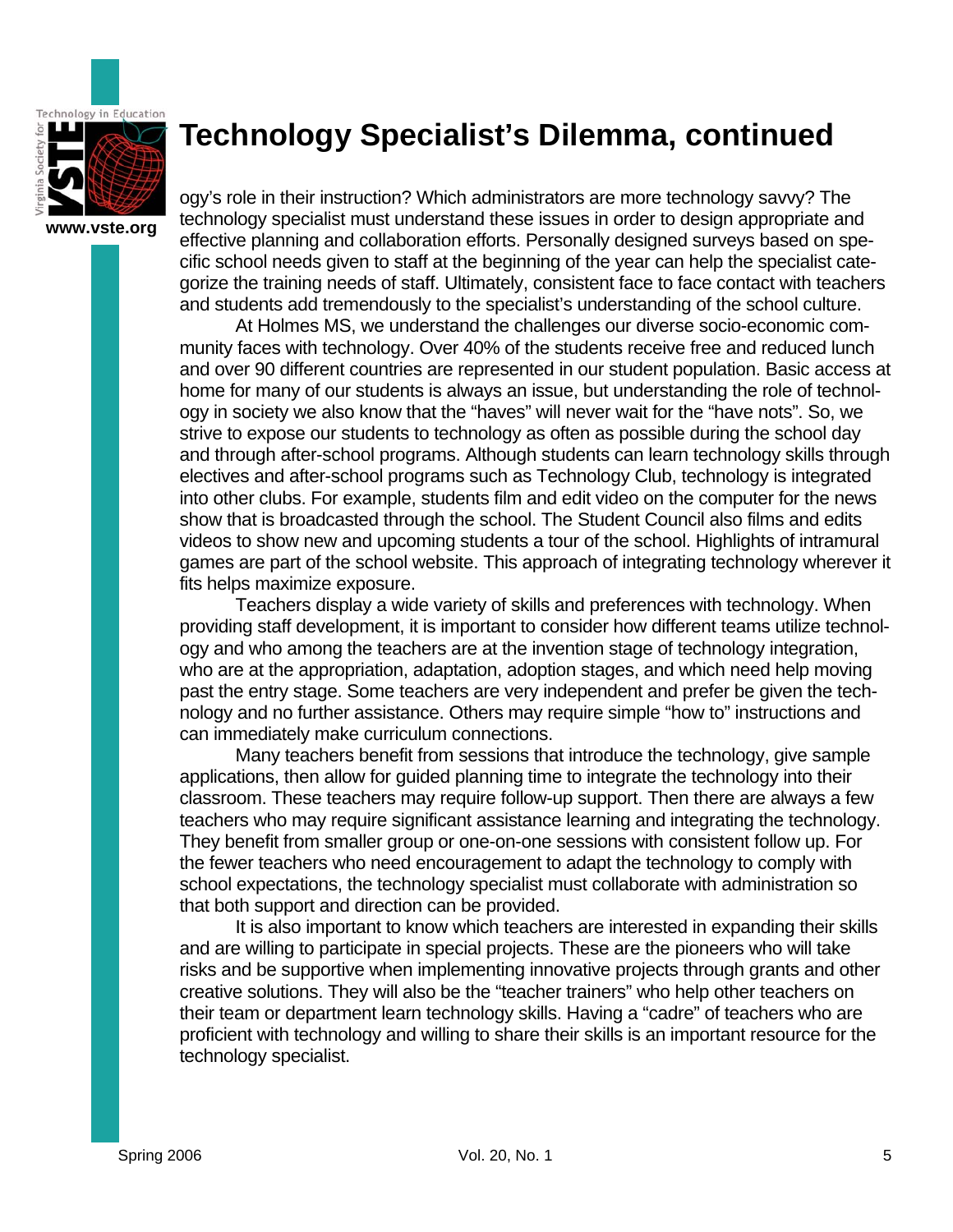# Technology Specialist's Dilemma, continued

ogy's role in their instruction? Which administrators are more technology savvy? The technology specialist must understand these issues in order to design appropriate and effective planning and collaboration efforts. Personally designed surveys based on specific school needs given to staff at the beginning of the year can help the specialist categorize the training needs of staff. Ultimately, consistent face to face contact with teachers and students add tremendously to the specialist's understanding of the school culture.

At Holmes MS, we understand the challenges our diverse socio-economic community faces with technology. Over 40% of the students receive free and reduced lunch and over 90 different countries are represented in our student population. Basic access at home for many of our students is always an issue, but understanding the role of technology in society we also know that the "haves" will never wait for the "have nots". So, we strive to expose our students to technology as often as possible during the school day and through after-school programs. Although students can learn technology skills through electives and after-school programs such as Technology Club, technology is integrated into other clubs. For example, students film and edit video on the computer for the news show that is broadcasted through the school. The Student Council also films and edits videos to show new and upcoming students a tour of the school. Highlights of intramural games are part of the school website. This approach of integrating technology wherever it fits helps maximize exposure.

Teachers display a wide variety of skills and preferences with technology. When providing staff development, it is important to consider how different teams utilize technology and who among the teachers are at the invention stage of technology integration, who are at the appropriation, adaptation, adoption stages, and which need help moving past the entry stage. Some teachers are very independent and prefer be given the technology and no further assistance. Others may require simple "how to" instructions and can immediately make curriculum connections.

Many teachers benefit from sessions that introduce the technology, give sample applications, then allow for guided planning time to integrate the technology into their classroom. These teachers may require follow-up support. Then there are always a few teachers who may require significant assistance learning and integrating the technology. They benefit from smaller group or one-on-one sessions with consistent follow up. For the fewer teachers who need encouragement to adapt the technology to comply with school expectations, the technology specialist must collaborate with administration so that both support and direction can be provided.

It is also important to know which teachers are interested in expanding their skills and are willing to participate in special projects. These are the pioneers who will take risks and be supportive when implementing innovative projects through grants and other creative solutions. They will also be the "teacher trainers" who help other teachers on their team or department learn technology skills. Having a "cadre" of teachers who are proficient with technology and willing to share their skills is an important resource for the technology specialist.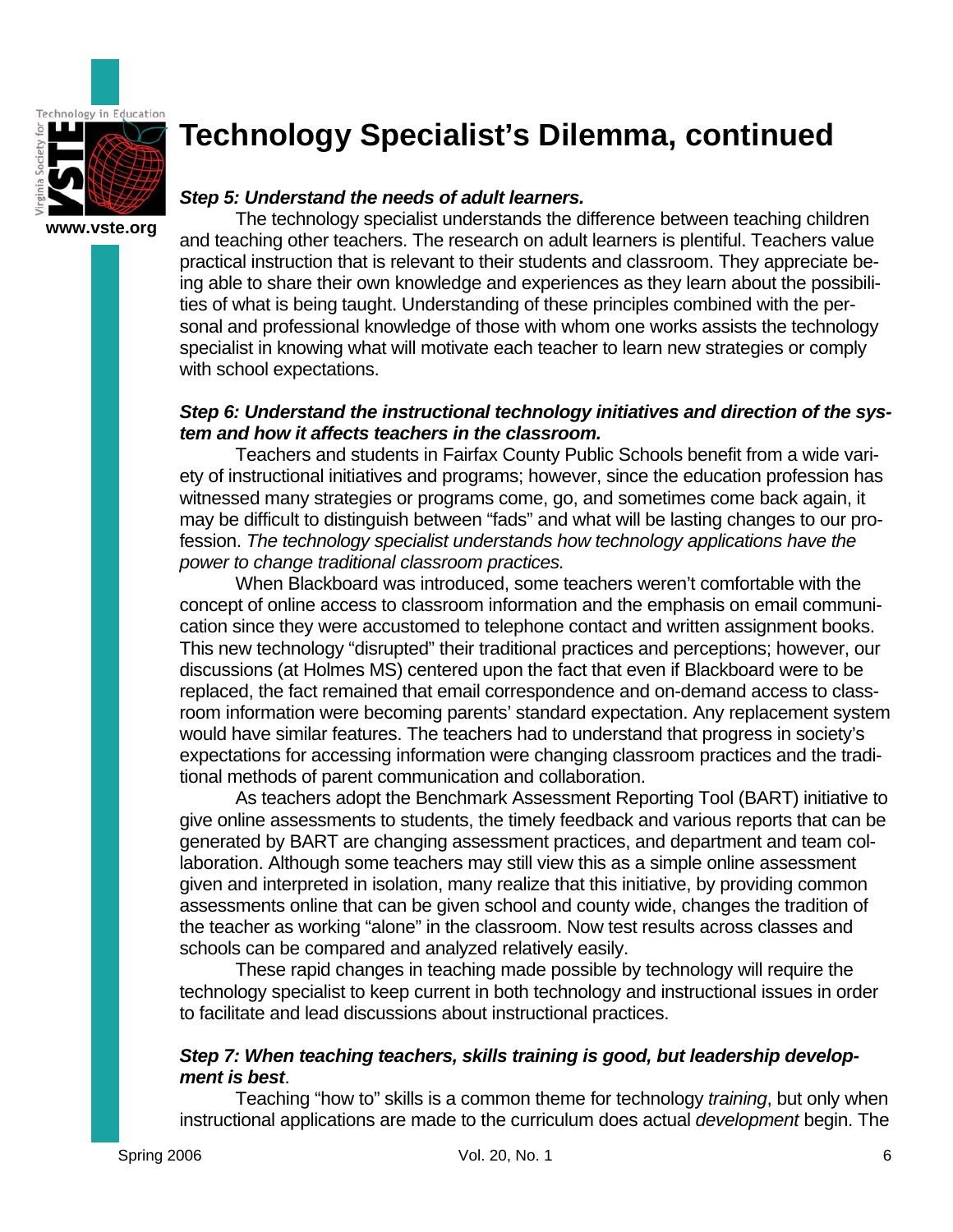# Technology Specialist's Dilemma, continued

***Step 5: Understand the needs of adult learners.***

The technology specialist understands the difference between teaching children and teaching other teachers. The research on adult learners is plentiful. Teachers value practical instruction that is relevant to their students and classroom. They appreciate being able to share their own knowledge and experiences as they learn about the possibilities of what is being taught. Understanding of these principles combined with the personal and professional knowledge of those with whom one works assists the technology specialist in knowing what will motivate each teacher to learn new strategies or comply with school expectations.

***Step 6: Understand the instructional technology initiatives and direction of the system and how it affects teachers in the classroom.***

Teachers and students in Fairfax County Public Schools benefit from a wide variety of instructional initiatives and programs; however, since the education profession has witnessed many strategies or programs come, go, and sometimes come back again, it may be difficult to distinguish between "fads" and what will be lasting changes to our profession. *The technology specialist understands how technology applications have the power to change traditional classroom practices.*

When Blackboard was introduced, some teachers weren't comfortable with the concept of online access to classroom information and the emphasis on email communication since they were accustomed to telephone contact and written assignment books. This new technology "disrupted" their traditional practices and perceptions; however, our discussions (at Holmes MS) centered upon the fact that even if Blackboard were to be replaced, the fact remained that email correspondence and on-demand access to classroom information were becoming parents' standard expectation. Any replacement system would have similar features. The teachers had to understand that progress in society's expectations for accessing information were changing classroom practices and the traditional methods of parent communication and collaboration.

As teachers adopt the Benchmark Assessment Reporting Tool (BART) initiative to give online assessments to students, the timely feedback and various reports that can be generated by BART are changing assessment practices, and department and team collaboration. Although some teachers may still view this as a simple online assessment given and interpreted in isolation, many realize that this initiative, by providing common assessments online that can be given school and county wide, changes the tradition of the teacher as working "alone" in the classroom. Now test results across classes and schools can be compared and analyzed relatively easily.

These rapid changes in teaching made possible by technology will require the technology specialist to keep current in both technology and instructional issues in order to facilitate and lead discussions about instructional practices.

***Step 7: When teaching teachers, skills training is good, but leadership development is best.***

Teaching "how to" skills is a common theme for technology *training*, but only when instructional applications are made to the curriculum does actual *development* begin. The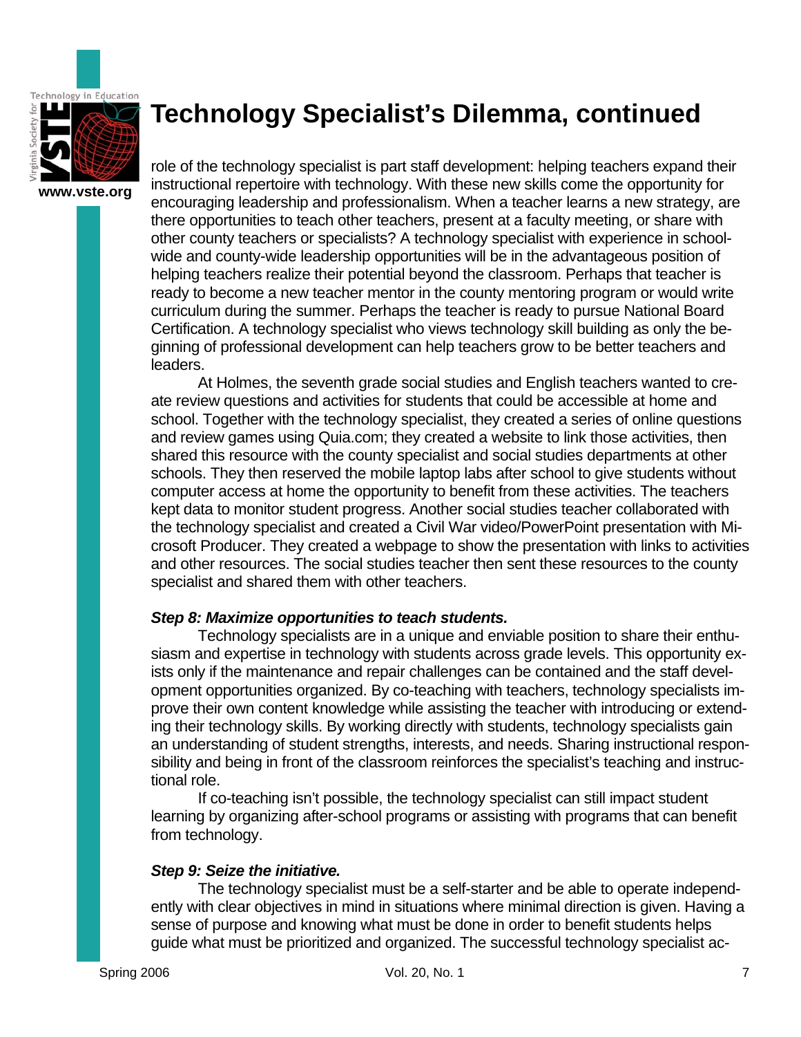# Technology Specialist's Dilemma, continued

role of the technology specialist is part staff development: helping teachers expand their instructional repertoire with technology. With these new skills come the opportunity for encouraging leadership and professionalism. When a teacher learns a new strategy, are there opportunities to teach other teachers, present at a faculty meeting, or share with other county teachers or specialists? A technology specialist with experience in school-wide and county-wide leadership opportunities will be in the advantageous position of helping teachers realize their potential beyond the classroom. Perhaps that teacher is ready to become a new teacher mentor in the county mentoring program or would write curriculum during the summer. Perhaps the teacher is ready to pursue National Board Certification. A technology specialist who views technology skill building as only the beginning of professional development can help teachers grow to be better teachers and leaders.

At Holmes, the seventh grade social studies and English teachers wanted to create review questions and activities for students that could be accessible at home and school. Together with the technology specialist, they created a series of online questions and review games using Quia.com; they created a website to link those activities, then shared this resource with the county specialist and social studies departments at other schools. They then reserved the mobile laptop labs after school to give students without computer access at home the opportunity to benefit from these activities. The teachers kept data to monitor student progress. Another social studies teacher collaborated with the technology specialist and created a Civil War video/PowerPoint presentation with Microsoft Producer. They created a webpage to show the presentation with links to activities and other resources. The social studies teacher then sent these resources to the county specialist and shared them with other teachers.

***Step 8: Maximize opportunities to teach students.***

Technology specialists are in a unique and enviable position to share their enthusiasm and expertise in technology with students across grade levels. This opportunity exists only if the maintenance and repair challenges can be contained and the staff development opportunities organized. By co-teaching with teachers, technology specialists improve their own content knowledge while assisting the teacher with introducing or extending their technology skills. By working directly with students, technology specialists gain an understanding of student strengths, interests, and needs. Sharing instructional responsibility and being in front of the classroom reinforces the specialist's teaching and instructional role.

If co-teaching isn't possible, the technology specialist can still impact student learning by organizing after-school programs or assisting with programs that can benefit from technology.

***Step 9: Seize the initiative.***

The technology specialist must be a self-starter and be able to operate independently with clear objectives in mind in situations where minimal direction is given. Having a sense of purpose and knowing what must be done in order to benefit students helps guide what must be prioritized and organized. The successful technology specialist ac-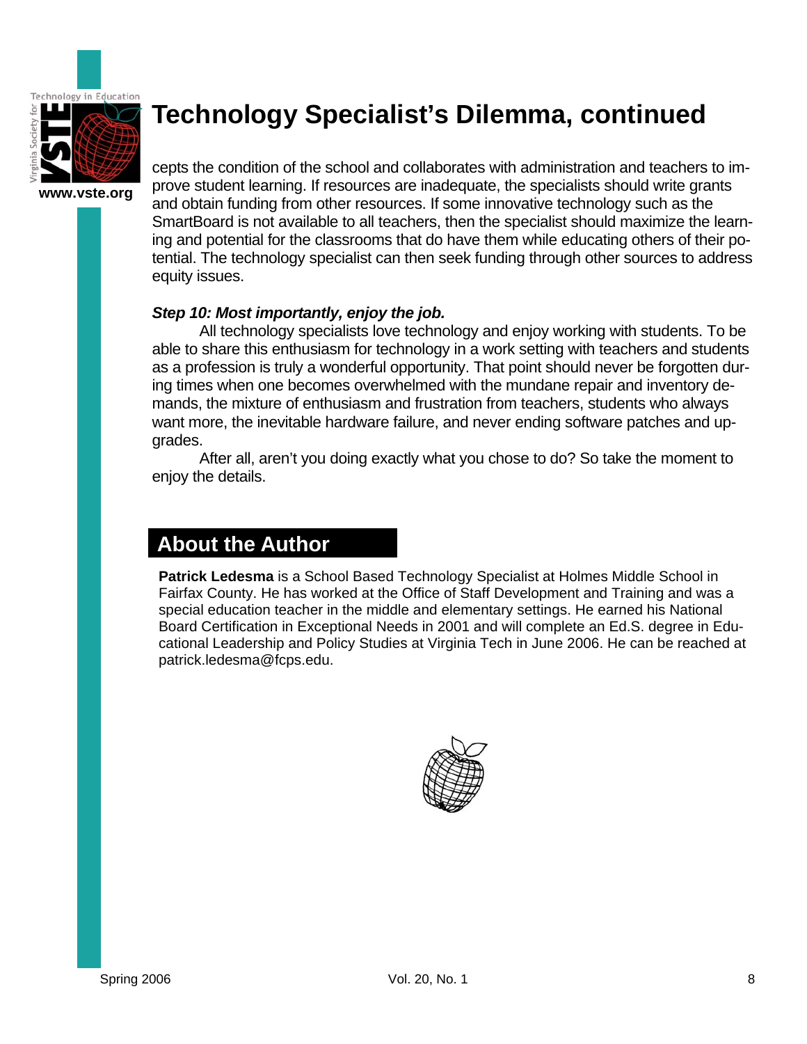# Technology Specialist's Dilemma, continued

cepts the condition of the school and collaborates with administration and teachers to improve student learning. If resources are inadequate, the specialists should write grants and obtain funding from other resources. If some innovative technology such as the SmartBoard is not available to all teachers, then the specialist should maximize the learning and potential for the classrooms that do have them while educating others of their potential. The technology specialist can then seek funding through other sources to address equity issues.

***Step 10: Most importantly, enjoy the job.***

All technology specialists love technology and enjoy working with students. To be able to share this enthusiasm for technology in a work setting with teachers and students as a profession is truly a wonderful opportunity. That point should never be forgotten during times when one becomes overwhelmed with the mundane repair and inventory demands, the mixture of enthusiasm and frustration from teachers, students who always want more, the inevitable hardware failure, and never ending software patches and upgrades.

After all, aren't you doing exactly what you chose to do? So take the moment to enjoy the details.

## About the Author

**Patrick Ledesma** is a School Based Technology Specialist at Holmes Middle School in Fairfax County. He has worked at the Office of Staff Development and Training and was a special education teacher in the middle and elementary settings. He earned his National Board Certification in Exceptional Needs in 2001 and will complete an Ed.S. degree in Educational Leadership and Policy Studies at Virginia Tech in June 2006. He can be reached at patrick.ledesma@fcps.edu.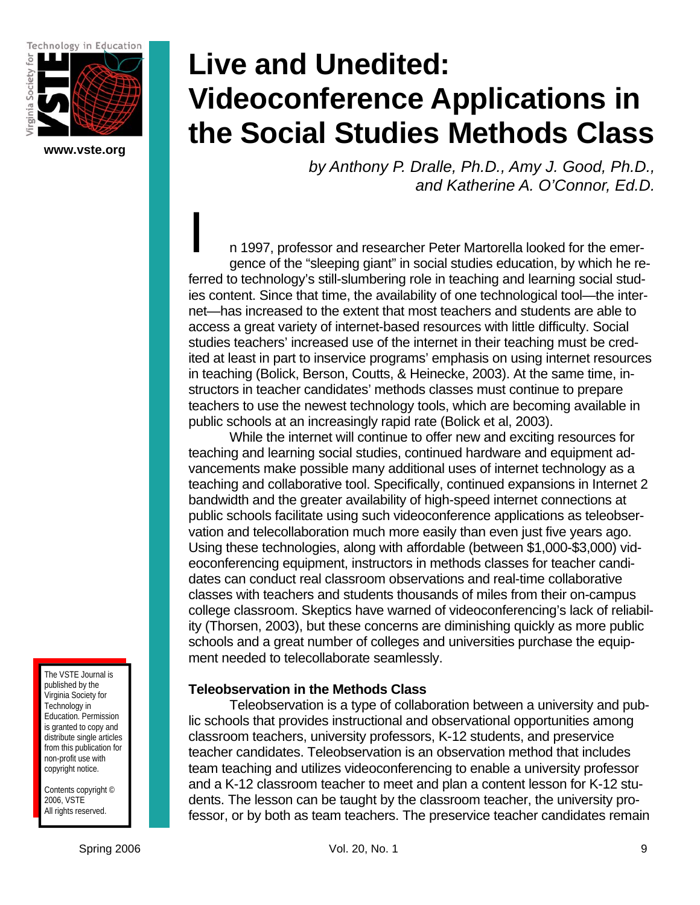# Live and Unedited: Videoconference Applications in the Social Studies Methods Class

*by Anthony P. Dralle, Ph.D., Amy J. Good, Ph.D., and Katherine A. O'Connor, Ed.D.*

In 1997, professor and researcher Peter Martorella looked for the emergence of the "sleeping giant" in social studies education, by which he referred to technology's still-slumbering role in teaching and learning social studies content. Since that time, the availability of one technological tool—the internet—has increased to the extent that most teachers and students are able to access a great variety of internet-based resources with little difficulty. Social studies teachers' increased use of the internet in their teaching must be credited at least in part to inservice programs' emphasis on using internet resources in teaching (Bolick, Berson, Coutts, & Heinecke, 2003). At the same time, instructors in teacher candidates' methods classes must continue to prepare teachers to use the newest technology tools, which are becoming available in public schools at an increasingly rapid rate (Bolick et al, 2003).

While the internet will continue to offer new and exciting resources for teaching and learning social studies, continued hardware and equipment advancements make possible many additional uses of internet technology as a teaching and collaborative tool. Specifically, continued expansions in Internet 2 bandwidth and the greater availability of high-speed internet connections at public schools facilitate using such videoconference applications as teleobservation and telecollaboration much more easily than even just five years ago. Using these technologies, along with affordable (between $1,000-$3,000) videoconferencing equipment, instructors in methods classes for teacher candidates can conduct real classroom observations and real-time collaborative classes with teachers and students thousands of miles from their on-campus college classroom. Skeptics have warned of videoconferencing's lack of reliability (Thorsen, 2003), but these concerns are diminishing quickly as more public schools and a great number of colleges and universities purchase the equipment needed to telecollaborate seamlessly.

The VSTE Journal is published by the Virginia Society for Technology in Education. Permission is granted to copy and distribute single articles from this publication for non-profit use with copyright notice.

Contents copyright © 2006, VSTE All rights reserved.

### Teleobservation in the Methods Class

Teleobservation is a type of collaboration between a university and public schools that provides instructional and observational opportunities among classroom teachers, university professors, K-12 students, and preservice teacher candidates. Teleobservation is an observation method that includes team teaching and utilizes videoconferencing to enable a university professor and a K-12 classroom teacher to meet and plan a content lesson for K-12 students. The lesson can be taught by the classroom teacher, the university professor, or by both as team teachers. The preservice teacher candidates remain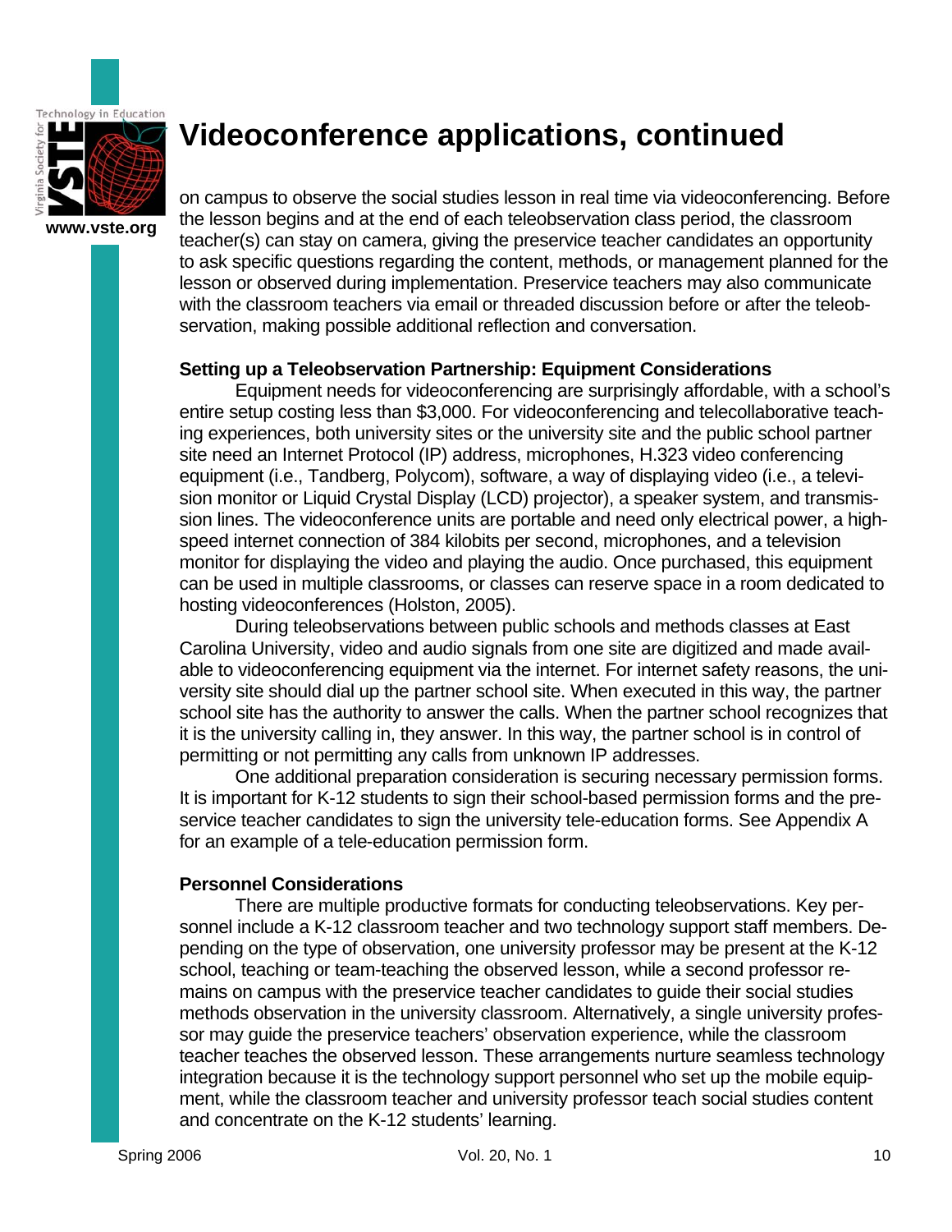# Videoconference applications, continued

on campus to observe the social studies lesson in real time via videoconferencing. Before the lesson begins and at the end of each teleobservation class period, the classroom teacher(s) can stay on camera, giving the preservice teacher candidates an opportunity to ask specific questions regarding the content, methods, or management planned for the lesson or observed during implementation. Preservice teachers may also communicate with the classroom teachers via email or threaded discussion before or after the teleobservation, making possible additional reflection and conversation.

**Setting up a Teleobservation Partnership: Equipment Considerations**

Equipment needs for videoconferencing are surprisingly affordable, with a school's entire setup costing less than $3,000. For videoconferencing and telecollaborative teaching experiences, both university sites or the university site and the public school partner site need an Internet Protocol (IP) address, microphones, H.323 video conferencing equipment (i.e., Tandberg, Polycom), software, a way of displaying video (i.e., a television monitor or Liquid Crystal Display (LCD) projector), a speaker system, and transmission lines. The videoconference units are portable and need only electrical power, a high-speed internet connection of 384 kilobits per second, microphones, and a television monitor for displaying the video and playing the audio. Once purchased, this equipment can be used in multiple classrooms, or classes can reserve space in a room dedicated to hosting videoconferences (Holston, 2005).

During teleobservations between public schools and methods classes at East Carolina University, video and audio signals from one site are digitized and made available to videoconferencing equipment via the internet. For internet safety reasons, the university site should dial up the partner school site. When executed in this way, the partner school site has the authority to answer the calls. When the partner school recognizes that it is the university calling in, they answer. In this way, the partner school is in control of permitting or not permitting any calls from unknown IP addresses.

One additional preparation consideration is securing necessary permission forms. It is important for K-12 students to sign their school-based permission forms and the preservice teacher candidates to sign the university tele-education forms. See Appendix A for an example of a tele-education permission form.

**Personnel Considerations**

There are multiple productive formats for conducting teleobservations. Key personnel include a K-12 classroom teacher and two technology support staff members. Depending on the type of observation, one university professor may be present at the K-12 school, teaching or team-teaching the observed lesson, while a second professor remains on campus with the preservice teacher candidates to guide their social studies methods observation in the university classroom. Alternatively, a single university professor may guide the preservice teachers' observation experience, while the classroom teacher teaches the observed lesson. These arrangements nurture seamless technology integration because it is the technology support personnel who set up the mobile equipment, while the classroom teacher and university professor teach social studies content and concentrate on the K-12 students' learning.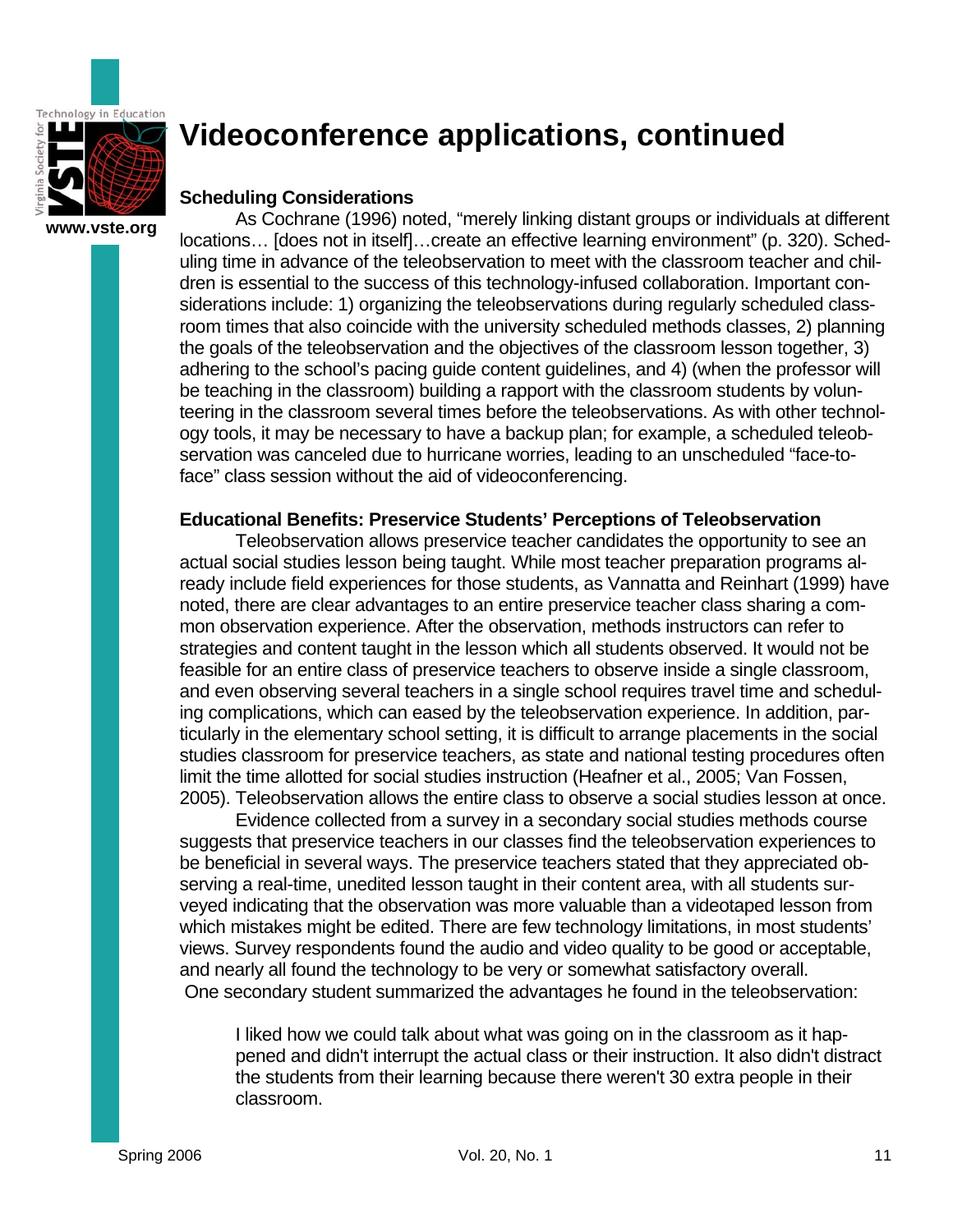# Videoconference applications, continued

### Scheduling Considerations

As Cochrane (1996) noted, "merely linking distant groups or individuals at different locations… [does not in itself]…create an effective learning environment" (p. 320). Scheduling time in advance of the teleobservation to meet with the classroom teacher and children is essential to the success of this technology-infused collaboration. Important considerations include: 1) organizing the teleobservations during regularly scheduled classroom times that also coincide with the university scheduled methods classes, 2) planning the goals of the teleobservation and the objectives of the classroom lesson together, 3) adhering to the school's pacing guide content guidelines, and 4) (when the professor will be teaching in the classroom) building a rapport with the classroom students by volunteering in the classroom several times before the teleobservations. As with other technology tools, it may be necessary to have a backup plan; for example, a scheduled teleobservation was canceled due to hurricane worries, leading to an unscheduled "face-to-face" class session without the aid of videoconferencing.

### Educational Benefits: Preservice Students' Perceptions of Teleobservation

Teleobservation allows preservice teacher candidates the opportunity to see an actual social studies lesson being taught. While most teacher preparation programs already include field experiences for those students, as Vannatta and Reinhart (1999) have noted, there are clear advantages to an entire preservice teacher class sharing a common observation experience. After the observation, methods instructors can refer to strategies and content taught in the lesson which all students observed. It would not be feasible for an entire class of preservice teachers to observe inside a single classroom, and even observing several teachers in a single school requires travel time and scheduling complications, which can eased by the teleobservation experience. In addition, particularly in the elementary school setting, it is difficult to arrange placements in the social studies classroom for preservice teachers, as state and national testing procedures often limit the time allotted for social studies instruction (Heafner et al., 2005; Van Fossen, 2005). Teleobservation allows the entire class to observe a social studies lesson at once.

Evidence collected from a survey in a secondary social studies methods course suggests that preservice teachers in our classes find the teleobservation experiences to be beneficial in several ways. The preservice teachers stated that they appreciated observing a real-time, unedited lesson taught in their content area, with all students surveyed indicating that the observation was more valuable than a videotaped lesson from which mistakes might be edited. There are few technology limitations, in most students' views. Survey respondents found the audio and video quality to be good or acceptable, and nearly all found the technology to be very or somewhat satisfactory overall. One secondary student summarized the advantages he found in the teleobservation:

> I liked how we could talk about what was going on in the classroom as it happened and didn't interrupt the actual class or their instruction. It also didn't distract the students from their learning because there weren't 30 extra people in their classroom.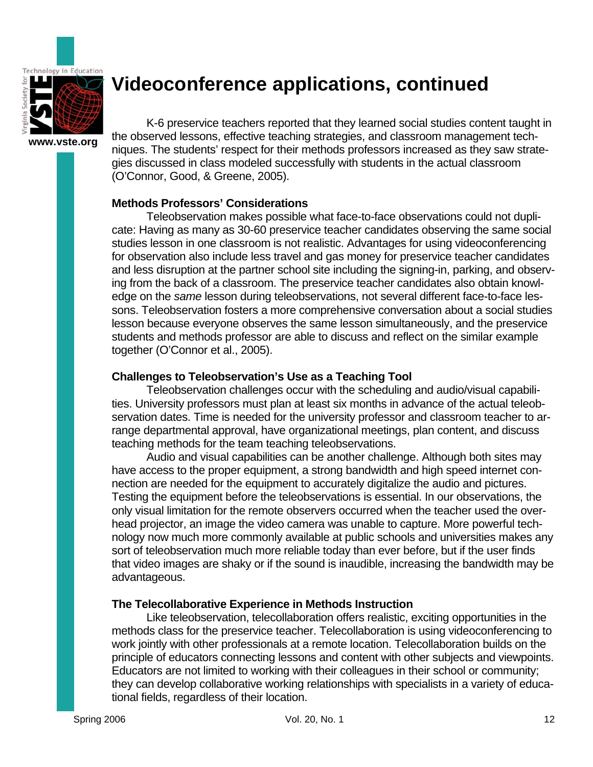# Videoconference applications, continued

K-6 preservice teachers reported that they learned social studies content taught in the observed lessons, effective teaching strategies, and classroom management techniques. The students' respect for their methods professors increased as they saw strategies discussed in class modeled successfully with students in the actual classroom (O'Connor, Good, & Greene, 2005).

**Methods Professors' Considerations**

Teleobservation makes possible what face-to-face observations could not duplicate: Having as many as 30-60 preservice teacher candidates observing the same social studies lesson in one classroom is not realistic. Advantages for using videoconferencing for observation also include less travel and gas money for preservice teacher candidates and less disruption at the partner school site including the signing-in, parking, and observing from the back of a classroom. The preservice teacher candidates also obtain knowledge on the *same* lesson during teleobservations, not several different face-to-face lessons. Teleobservation fosters a more comprehensive conversation about a social studies lesson because everyone observes the same lesson simultaneously, and the preservice students and methods professor are able to discuss and reflect on the similar example together (O'Connor et al., 2005).

**Challenges to Teleobservation's Use as a Teaching Tool**

Teleobservation challenges occur with the scheduling and audio/visual capabilities. University professors must plan at least six months in advance of the actual teleobservation dates. Time is needed for the university professor and classroom teacher to arrange departmental approval, have organizational meetings, plan content, and discuss teaching methods for the team teaching teleobservations.

Audio and visual capabilities can be another challenge. Although both sites may have access to the proper equipment, a strong bandwidth and high speed internet connection are needed for the equipment to accurately digitalize the audio and pictures. Testing the equipment before the teleobservations is essential. In our observations, the only visual limitation for the remote observers occurred when the teacher used the overhead projector, an image the video camera was unable to capture. More powerful technology now much more commonly available at public schools and universities makes any sort of teleobservation much more reliable today than ever before, but if the user finds that video images are shaky or if the sound is inaudible, increasing the bandwidth may be advantageous.

**The Telecollaborative Experience in Methods Instruction**

Like teleobservation, telecollaboration offers realistic, exciting opportunities in the methods class for the preservice teacher. Telecollaboration is using videoconferencing to work jointly with other professionals at a remote location. Telecollaboration builds on the principle of educators connecting lessons and content with other subjects and viewpoints. Educators are not limited to working with their colleagues in their school or community; they can develop collaborative working relationships with specialists in a variety of educational fields, regardless of their location.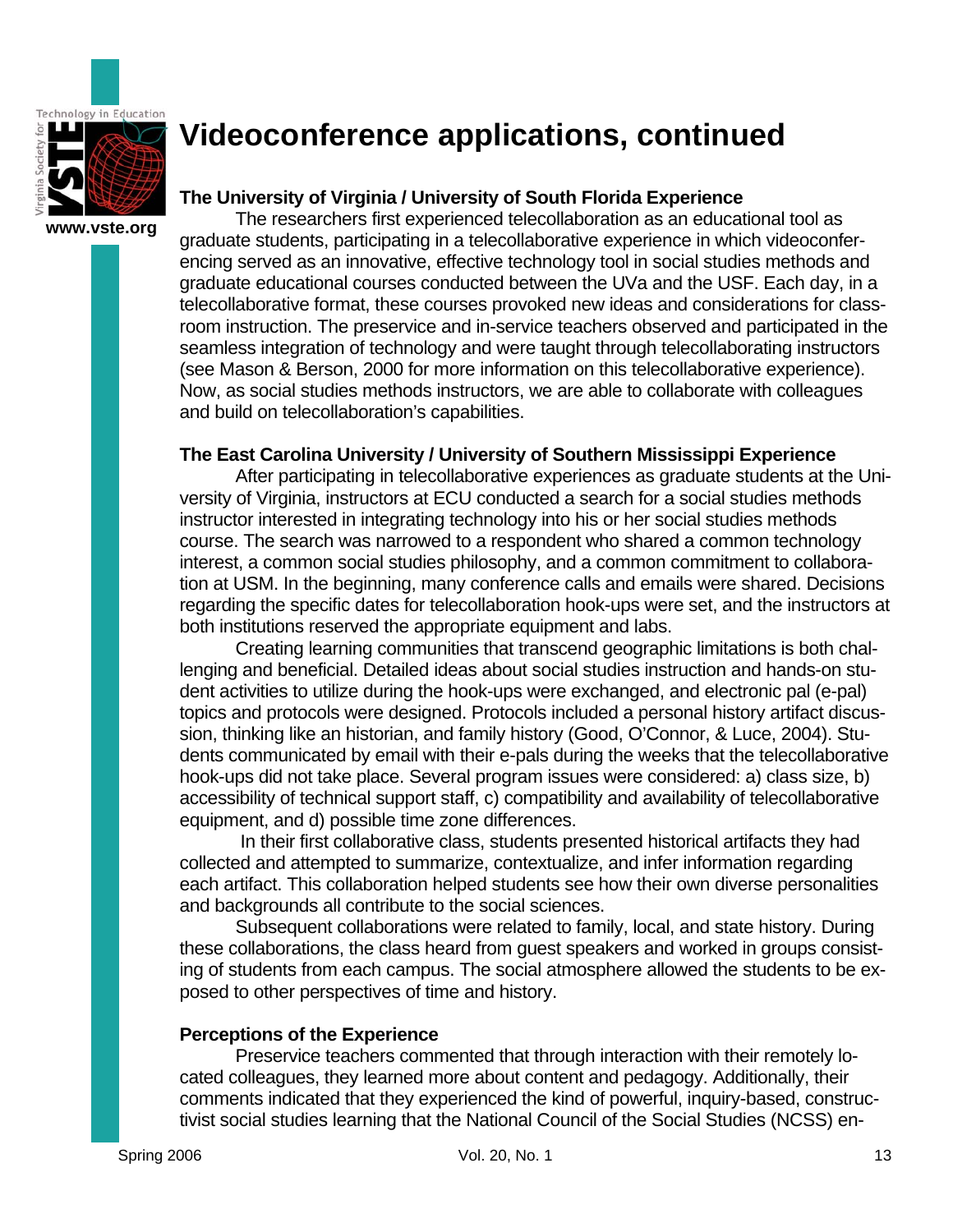# Videoconference applications, continued

### The University of Virginia / University of South Florida Experience

The researchers first experienced telecollaboration as an educational tool as graduate students, participating in a telecollaborative experience in which videoconferencing served as an innovative, effective technology tool in social studies methods and graduate educational courses conducted between the UVa and the USF. Each day, in a telecollaborative format, these courses provoked new ideas and considerations for classroom instruction. The preservice and in-service teachers observed and participated in the seamless integration of technology and were taught through telecollaborating instructors (see Mason & Berson, 2000 for more information on this telecollaborative experience). Now, as social studies methods instructors, we are able to collaborate with colleagues and build on telecollaboration's capabilities.

### The East Carolina University / University of Southern Mississippi Experience

After participating in telecollaborative experiences as graduate students at the University of Virginia, instructors at ECU conducted a search for a social studies methods instructor interested in integrating technology into his or her social studies methods course. The search was narrowed to a respondent who shared a common technology interest, a common social studies philosophy, and a common commitment to collaboration at USM. In the beginning, many conference calls and emails were shared. Decisions regarding the specific dates for telecollaboration hook-ups were set, and the instructors at both institutions reserved the appropriate equipment and labs.

Creating learning communities that transcend geographic limitations is both challenging and beneficial. Detailed ideas about social studies instruction and hands-on student activities to utilize during the hook-ups were exchanged, and electronic pal (e-pal) topics and protocols were designed. Protocols included a personal history artifact discussion, thinking like an historian, and family history (Good, O'Connor, & Luce, 2004). Students communicated by email with their e-pals during the weeks that the telecollaborative hook-ups did not take place. Several program issues were considered: a) class size, b) accessibility of technical support staff, c) compatibility and availability of telecollaborative equipment, and d) possible time zone differences.

In their first collaborative class, students presented historical artifacts they had collected and attempted to summarize, contextualize, and infer information regarding each artifact. This collaboration helped students see how their own diverse personalities and backgrounds all contribute to the social sciences.

Subsequent collaborations were related to family, local, and state history. During these collaborations, the class heard from guest speakers and worked in groups consisting of students from each campus. The social atmosphere allowed the students to be exposed to other perspectives of time and history.

### Perceptions of the Experience

Preservice teachers commented that through interaction with their remotely located colleagues, they learned more about content and pedagogy. Additionally, their comments indicated that they experienced the kind of powerful, inquiry-based, constructivist social studies learning that the National Council of the Social Studies (NCSS) en-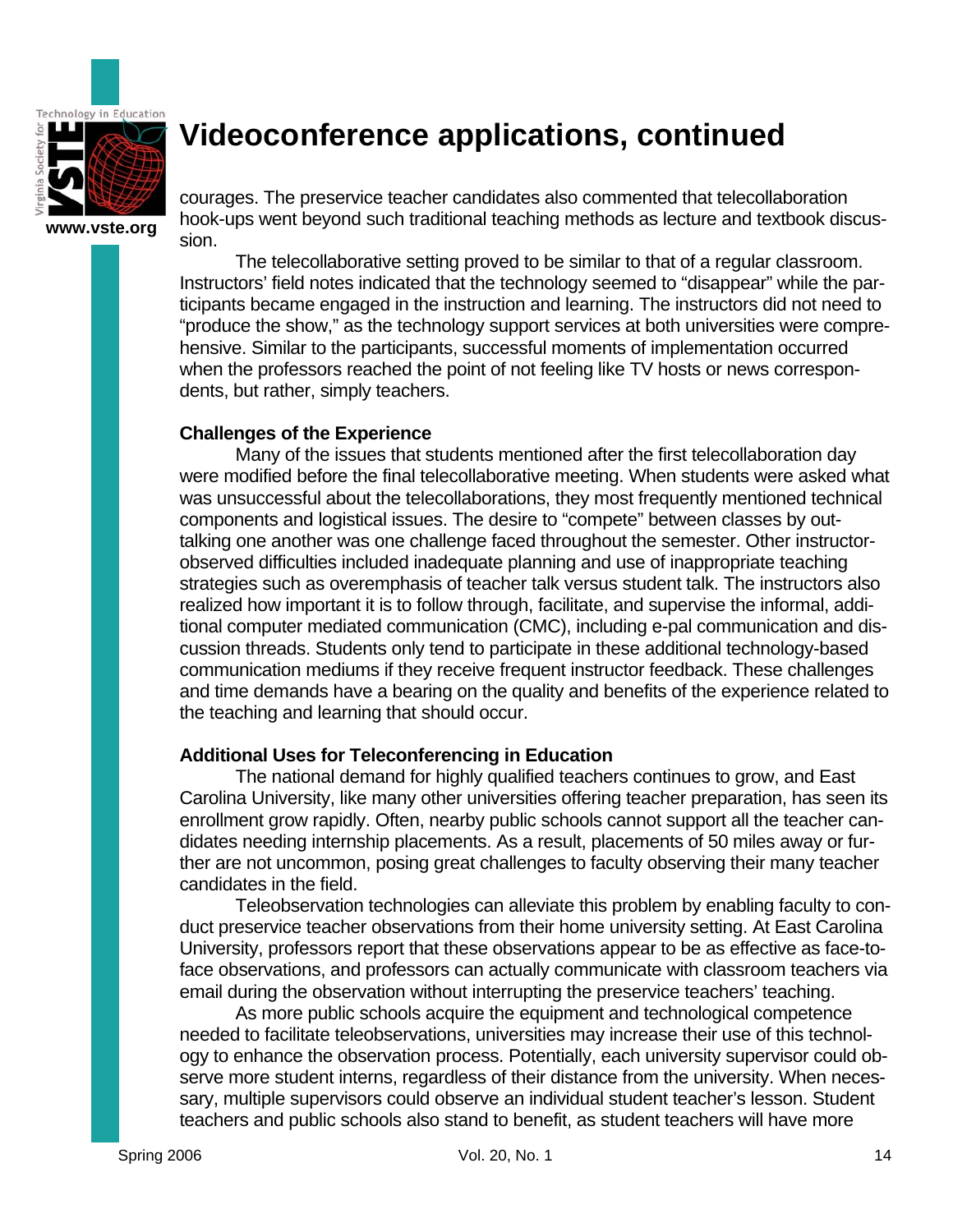# Videoconference applications, continued

courages. The preservice teacher candidates also commented that telecollaboration hook-ups went beyond such traditional teaching methods as lecture and textbook discussion.

The telecollaborative setting proved to be similar to that of a regular classroom. Instructors' field notes indicated that the technology seemed to "disappear" while the participants became engaged in the instruction and learning. The instructors did not need to "produce the show," as the technology support services at both universities were comprehensive. Similar to the participants, successful moments of implementation occurred when the professors reached the point of not feeling like TV hosts or news correspondents, but rather, simply teachers.

**Challenges of the Experience**

Many of the issues that students mentioned after the first telecollaboration day were modified before the final telecollaborative meeting. When students were asked what was unsuccessful about the telecollaborations, they most frequently mentioned technical components and logistical issues. The desire to "compete" between classes by outtalking one another was one challenge faced throughout the semester. Other instructor-observed difficulties included inadequate planning and use of inappropriate teaching strategies such as overemphasis of teacher talk versus student talk. The instructors also realized how important it is to follow through, facilitate, and supervise the informal, additional computer mediated communication (CMC), including e-pal communication and discussion threads. Students only tend to participate in these additional technology-based communication mediums if they receive frequent instructor feedback. These challenges and time demands have a bearing on the quality and benefits of the experience related to the teaching and learning that should occur.

**Additional Uses for Teleconferencing in Education**

The national demand for highly qualified teachers continues to grow, and East Carolina University, like many other universities offering teacher preparation, has seen its enrollment grow rapidly. Often, nearby public schools cannot support all the teacher candidates needing internship placements. As a result, placements of 50 miles away or further are not uncommon, posing great challenges to faculty observing their many teacher candidates in the field.

Teleobservation technologies can alleviate this problem by enabling faculty to conduct preservice teacher observations from their home university setting. At East Carolina University, professors report that these observations appear to be as effective as face-to-face observations, and professors can actually communicate with classroom teachers via email during the observation without interrupting the preservice teachers' teaching.

As more public schools acquire the equipment and technological competence needed to facilitate teleobservations, universities may increase their use of this technology to enhance the observation process. Potentially, each university supervisor could observe more student interns, regardless of their distance from the university. When necessary, multiple supervisors could observe an individual student teacher's lesson. Student teachers and public schools also stand to benefit, as student teachers will have more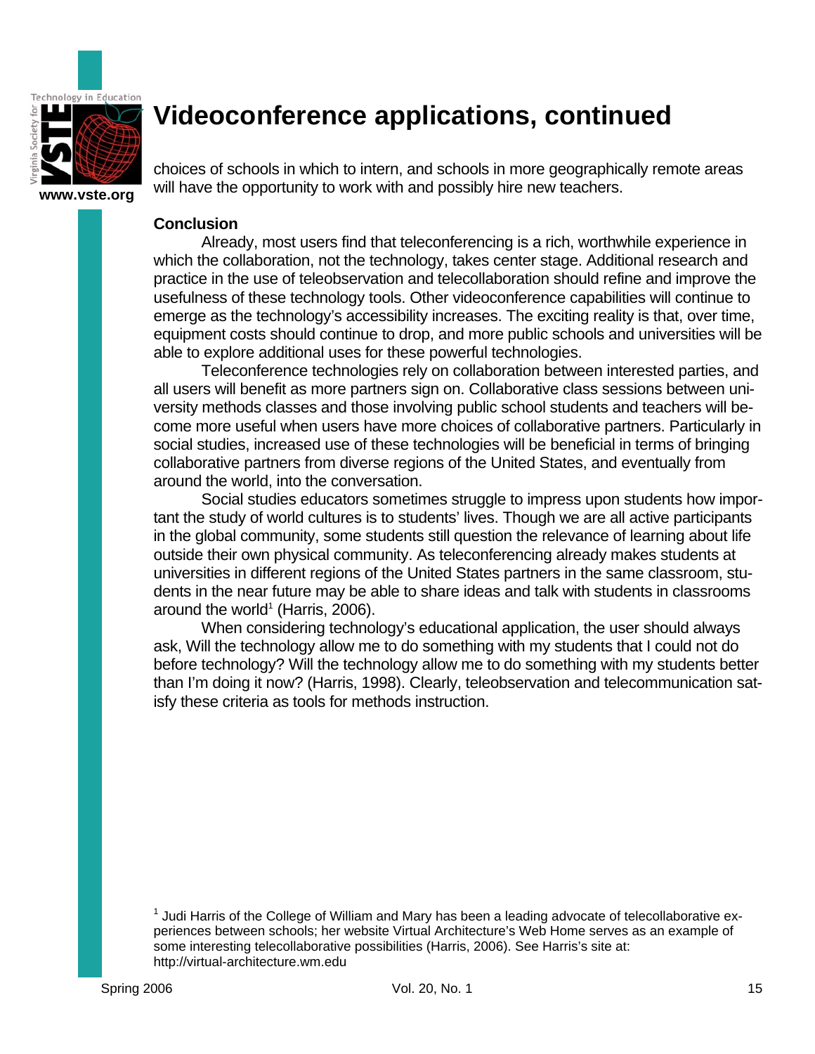# Videoconference applications, continued

choices of schools in which to intern, and schools in more geographically remote areas will have the opportunity to work with and possibly hire new teachers.

**Conclusion**

Already, most users find that teleconferencing is a rich, worthwhile experience in which the collaboration, not the technology, takes center stage. Additional research and practice in the use of teleobservation and telecollaboration should refine and improve the usefulness of these technology tools. Other videoconference capabilities will continue to emerge as the technology's accessibility increases. The exciting reality is that, over time, equipment costs should continue to drop, and more public schools and universities will be able to explore additional uses for these powerful technologies.

Teleconference technologies rely on collaboration between interested parties, and all users will benefit as more partners sign on. Collaborative class sessions between university methods classes and those involving public school students and teachers will become more useful when users have more choices of collaborative partners. Particularly in social studies, increased use of these technologies will be beneficial in terms of bringing collaborative partners from diverse regions of the United States, and eventually from around the world, into the conversation.

Social studies educators sometimes struggle to impress upon students how important the study of world cultures is to students' lives. Though we are all active participants in the global community, some students still question the relevance of learning about life outside their own physical community. As teleconferencing already makes students at universities in different regions of the United States partners in the same classroom, students in the near future may be able to share ideas and talk with students in classrooms around the world[1] (Harris, 2006).

When considering technology's educational application, the user should always ask, Will the technology allow me to do something with my students that I could not do before technology? Will the technology allow me to do something with my students better than I'm doing it now? (Harris, 1998). Clearly, teleobservation and telecommunication satisfy these criteria as tools for methods instruction.

[1] Judi Harris of the College of William and Mary has been a leading advocate of telecollaborative experiences between schools; her website Virtual Architecture's Web Home serves as an example of some interesting telecollaborative possibilities (Harris, 2006). See Harris's site at: http://virtual-architecture.wm.edu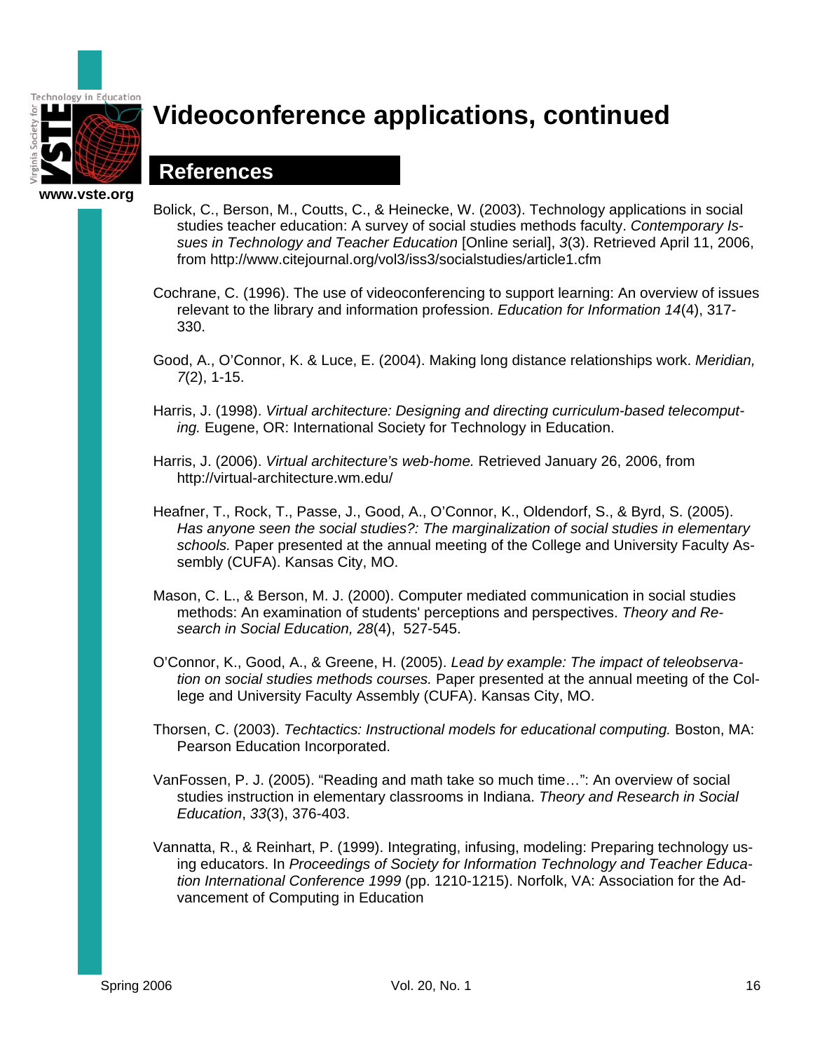# Videoconference applications, continued

## References

Bolick, C., Berson, M., Coutts, C., & Heinecke, W. (2003). Technology applications in social studies teacher education: A survey of social studies methods faculty. *Contemporary Issues in Technology and Teacher Education* [Online serial], *3*(3). Retrieved April 11, 2006, from http://www.citejournal.org/vol3/iss3/socialstudies/article1.cfm

Cochrane, C. (1996). The use of videoconferencing to support learning: An overview of issues relevant to the library and information profession. *Education for Information 14*(4), 317-330.

Good, A., O'Connor, K. & Luce, E. (2004). Making long distance relationships work. *Meridian, 7*(2), 1-15.

Harris, J. (1998). *Virtual architecture: Designing and directing curriculum-based telecomputing.* Eugene, OR: International Society for Technology in Education.

Harris, J. (2006). *Virtual architecture's web-home.* Retrieved January 26, 2006, from http://virtual-architecture.wm.edu/

Heafner, T., Rock, T., Passe, J., Good, A., O'Connor, K., Oldendorf, S., & Byrd, S. (2005). *Has anyone seen the social studies?: The marginalization of social studies in elementary schools.* Paper presented at the annual meeting of the College and University Faculty Assembly (CUFA). Kansas City, MO.

Mason, C. L., & Berson, M. J. (2000). Computer mediated communication in social studies methods: An examination of students' perceptions and perspectives. *Theory and Research in Social Education, 28*(4), 527-545.

O'Connor, K., Good, A., & Greene, H. (2005). *Lead by example: The impact of teleobservation on social studies methods courses.* Paper presented at the annual meeting of the College and University Faculty Assembly (CUFA). Kansas City, MO.

Thorsen, C. (2003). *Techtactics: Instructional models for educational computing.* Boston, MA: Pearson Education Incorporated.

VanFossen, P. J. (2005). "Reading and math take so much time…": An overview of social studies instruction in elementary classrooms in Indiana. *Theory and Research in Social Education*, *33*(3), 376-403.

Vannatta, R., & Reinhart, P. (1999). Integrating, infusing, modeling: Preparing technology using educators. In *Proceedings of Society for Information Technology and Teacher Education International Conference 1999* (pp. 1210-1215). Norfolk, VA: Association for the Advancement of Computing in Education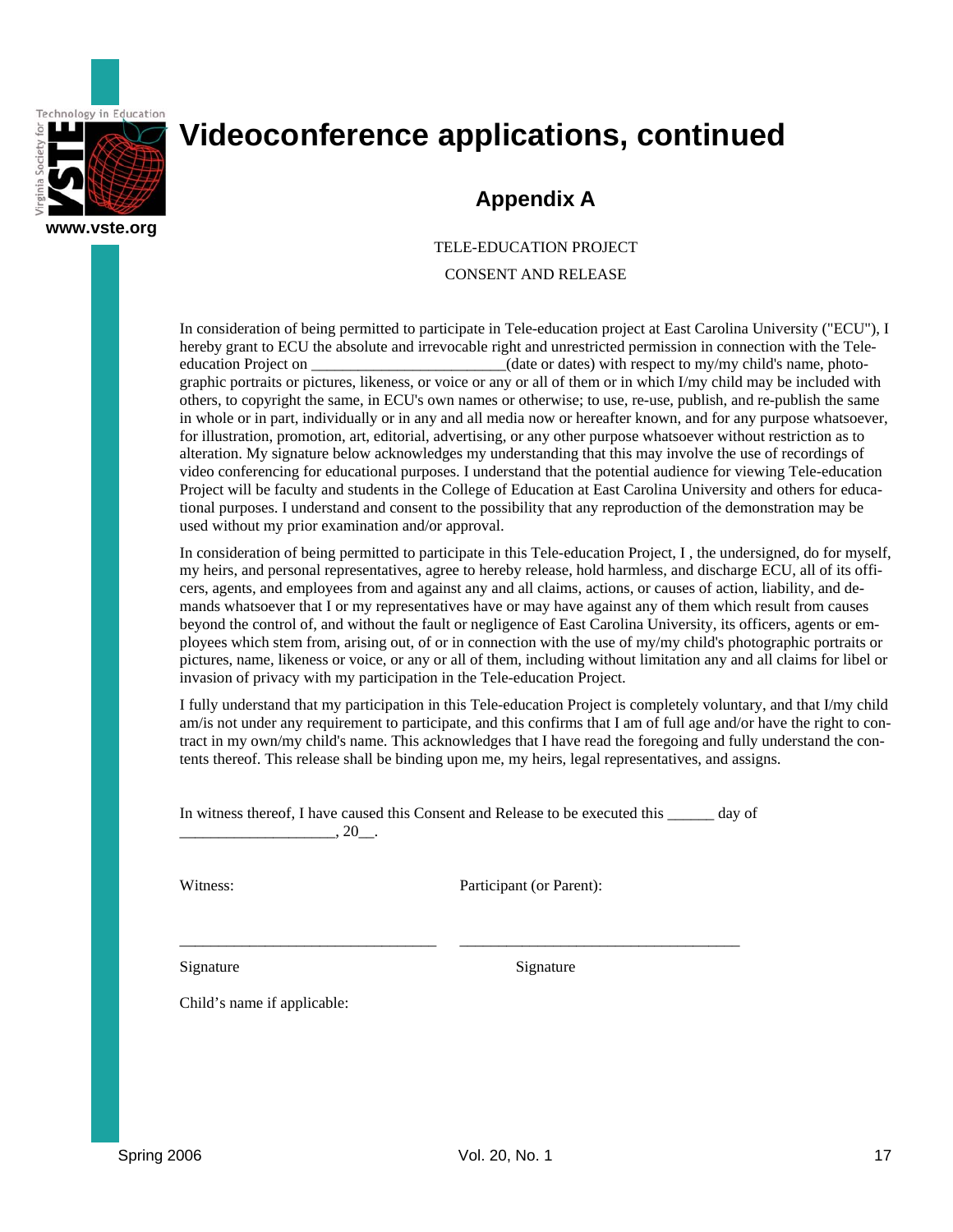# Videoconference applications, continued

## Appendix A

TELE-EDUCATION PROJECT

CONSENT AND RELEASE

In consideration of being permitted to participate in Tele-education project at East Carolina University ("ECU"), I hereby grant to ECU the absolute and irrevocable right and unrestricted permission in connection with the Tele-education Project on ________________________(date or dates) with respect to my/my child's name, photographic portraits or pictures, likeness, or voice or any or all of them or in which I/my child may be included with others, to copyright the same, in ECU's own names or otherwise; to use, re-use, publish, and re-publish the same in whole or in part, individually or in any and all media now or hereafter known, and for any purpose whatsoever, for illustration, promotion, art, editorial, advertising, or any other purpose whatsoever without restriction as to alteration. My signature below acknowledges my understanding that this may involve the use of recordings of video conferencing for educational purposes. I understand that the potential audience for viewing Tele-education Project will be faculty and students in the College of Education at East Carolina University and others for educational purposes. I understand and consent to the possibility that any reproduction of the demonstration may be used without my prior examination and/or approval.

In consideration of being permitted to participate in this Tele-education Project, I , the undersigned, do for myself, my heirs, and personal representatives, agree to hereby release, hold harmless, and discharge ECU, all of its officers, agents, and employees from and against any and all claims, actions, or causes of action, liability, and demands whatsoever that I or my representatives have or may have against any of them which result from causes beyond the control of, and without the fault or negligence of East Carolina University, its officers, agents or employees which stem from, arising out, of or in connection with the use of my/my child's photographic portraits or pictures, name, likeness or voice, or any or all of them, including without limitation any and all claims for libel or invasion of privacy with my participation in the Tele-education Project.

I fully understand that my participation in this Tele-education Project is completely voluntary, and that I/my child am/is not under any requirement to participate, and this confirms that I am of full age and/or have the right to contract in my own/my child's name. This acknowledges that I have read the foregoing and fully understand the contents thereof. This release shall be binding upon me, my heirs, legal representatives, and assigns.

In witness thereof, I have caused this Consent and Release to be executed this ______ day of ___________________, 20__.

Witness: Participant (or Parent):

________________________________ ___________________________________

Signature Signature

Child's name if applicable: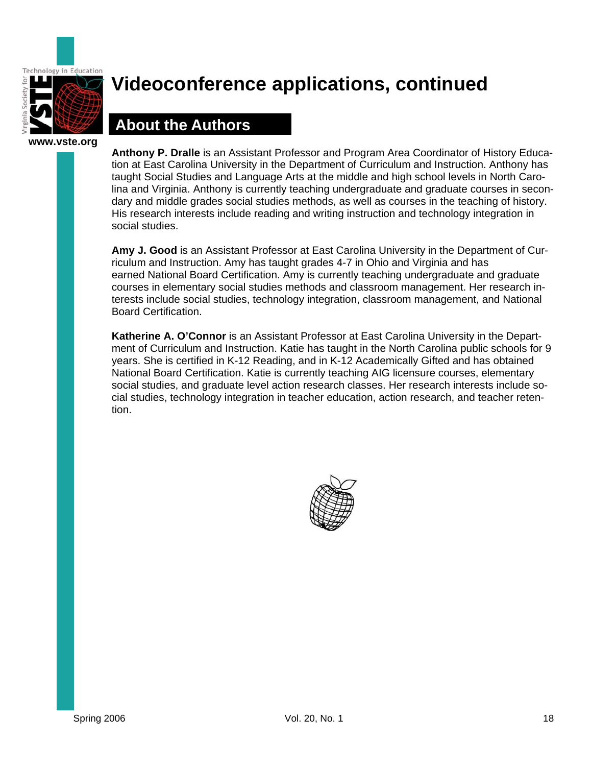# Videoconference applications, continued

## About the Authors

**Anthony P. Dralle** is an Assistant Professor and Program Area Coordinator of History Education at East Carolina University in the Department of Curriculum and Instruction. Anthony has taught Social Studies and Language Arts at the middle and high school levels in North Carolina and Virginia. Anthony is currently teaching undergraduate and graduate courses in secondary and middle grades social studies methods, as well as courses in the teaching of history. His research interests include reading and writing instruction and technology integration in social studies.

**Amy J. Good** is an Assistant Professor at East Carolina University in the Department of Curriculum and Instruction. Amy has taught grades 4-7 in Ohio and Virginia and has earned National Board Certification. Amy is currently teaching undergraduate and graduate courses in elementary social studies methods and classroom management. Her research interests include social studies, technology integration, classroom management, and National Board Certification.

**Katherine A. O'Connor** is an Assistant Professor at East Carolina University in the Department of Curriculum and Instruction. Katie has taught in the North Carolina public schools for 9 years. She is certified in K-12 Reading, and in K-12 Academically Gifted and has obtained National Board Certification. Katie is currently teaching AIG licensure courses, elementary social studies, and graduate level action research classes. Her research interests include social studies, technology integration in teacher education, action research, and teacher retention.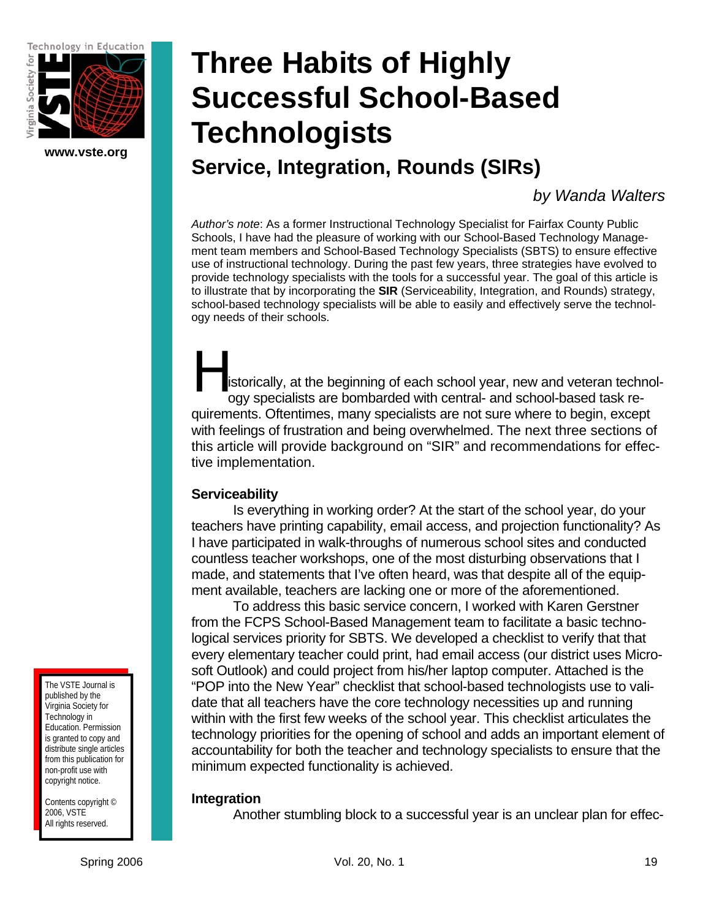# Three Habits of Highly Successful School-Based Technologists

## Service, Integration, Rounds (SIRs)

*by Wanda Walters*

*Author's note*: As a former Instructional Technology Specialist for Fairfax County Public Schools, I have had the pleasure of working with our School-Based Technology Management team members and School-Based Technology Specialists (SBTS) to ensure effective use of instructional technology. During the past few years, three strategies have evolved to provide technology specialists with the tools for a successful year. The goal of this article is to illustrate that by incorporating the **SIR** (Serviceability, Integration, and Rounds) strategy, school-based technology specialists will be able to easily and effectively serve the technology needs of their schools.

Historically, at the beginning of each school year, new and veteran technology specialists are bombarded with central- and school-based task requirements. Oftentimes, many specialists are not sure where to begin, except with feelings of frustration and being overwhelmed. The next three sections of this article will provide background on "SIR" and recommendations for effective implementation.

### Serviceability

Is everything in working order? At the start of the school year, do your teachers have printing capability, email access, and projection functionality? As I have participated in walk-throughs of numerous school sites and conducted countless teacher workshops, one of the most disturbing observations that I made, and statements that I've often heard, was that despite all of the equipment available, teachers are lacking one or more of the aforementioned.

To address this basic service concern, I worked with Karen Gerstner from the FCPS School-Based Management team to facilitate a basic technological services priority for SBTS. We developed a checklist to verify that that every elementary teacher could print, had email access (our district uses Microsoft Outlook) and could project from his/her laptop computer. Attached is the "POP into the New Year" checklist that school-based technologists use to validate that all teachers have the core technology necessities up and running within with the first few weeks of the school year. This checklist articulates the technology priorities for the opening of school and adds an important element of accountability for both the teacher and technology specialists to ensure that the minimum expected functionality is achieved.

### Integration

Another stumbling block to a successful year is an unclear plan for effec-

The VSTE Journal is published by the Virginia Society for Technology in Education. Permission is granted to copy and distribute single articles from this publication for non-profit use with copyright notice.

Contents copyright © 2006, VSTE All rights reserved.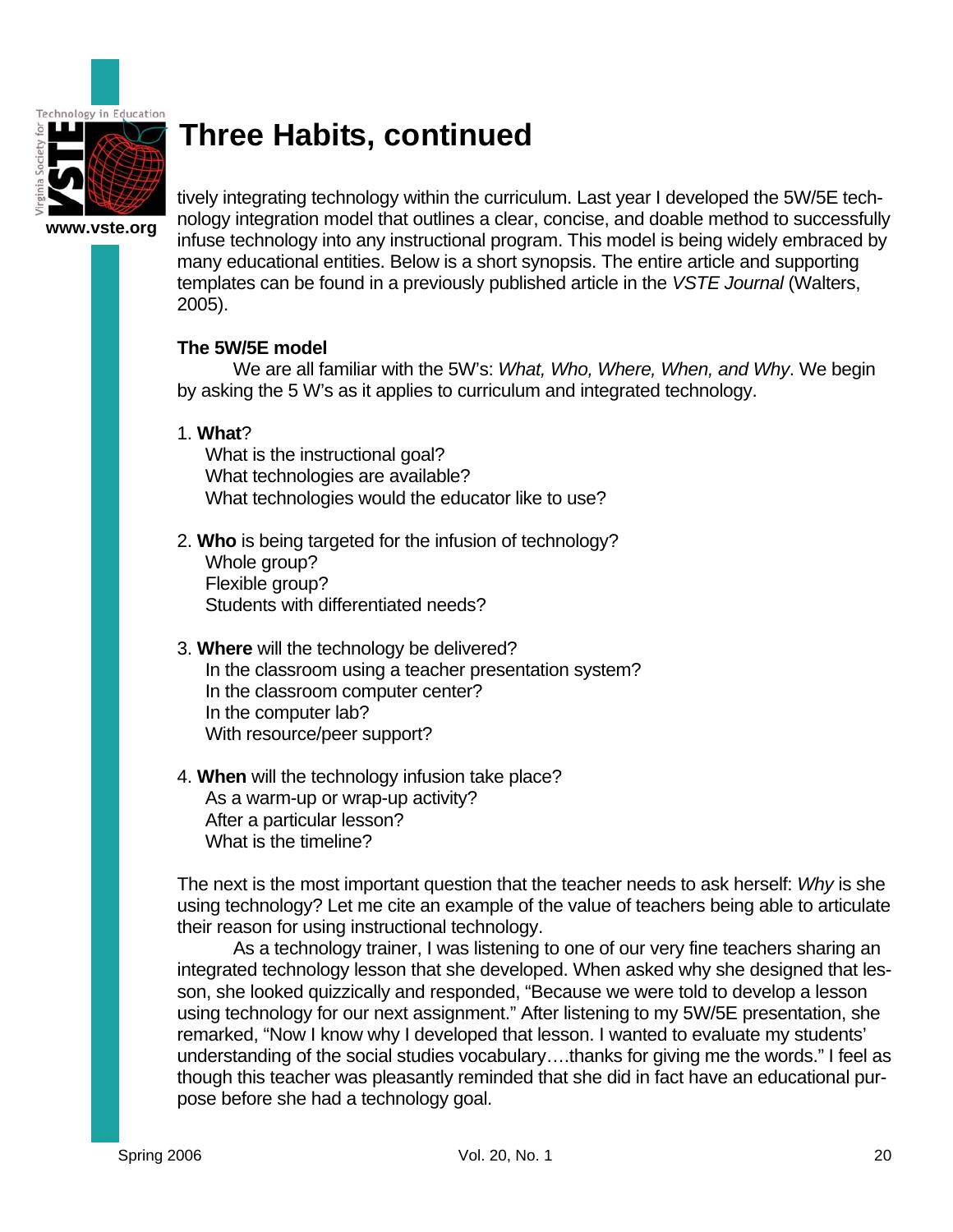# Three Habits, continued

tively integrating technology within the curriculum. Last year I developed the 5W/5E technology integration model that outlines a clear, concise, and doable method to successfully infuse technology into any instructional program. This model is being widely embraced by many educational entities. Below is a short synopsis. The entire article and supporting templates can be found in a previously published article in the *VSTE Journal* (Walters, 2005).

**The 5W/5E model**

We are all familiar with the 5W's: *What, Who, Where, When, and Why*. We begin by asking the 5 W's as it applies to curriculum and integrated technology.

1. **What**?
   What is the instructional goal?
   What technologies are available?
   What technologies would the educator like to use?

2. **Who** is being targeted for the infusion of technology?
   Whole group?
   Flexible group?
   Students with differentiated needs?

3. **Where** will the technology be delivered?
   In the classroom using a teacher presentation system?
   In the classroom computer center?
   In the computer lab?
   With resource/peer support?

4. **When** will the technology infusion take place?
   As a warm-up or wrap-up activity?
   After a particular lesson?
   What is the timeline?

The next is the most important question that the teacher needs to ask herself: *Why* is she using technology? Let me cite an example of the value of teachers being able to articulate their reason for using instructional technology.

As a technology trainer, I was listening to one of our very fine teachers sharing an integrated technology lesson that she developed. When asked why she designed that lesson, she looked quizzically and responded, "Because we were told to develop a lesson using technology for our next assignment." After listening to my 5W/5E presentation, she remarked, "Now I know why I developed that lesson. I wanted to evaluate my students' understanding of the social studies vocabulary….thanks for giving me the words." I feel as though this teacher was pleasantly reminded that she did in fact have an educational purpose before she had a technology goal.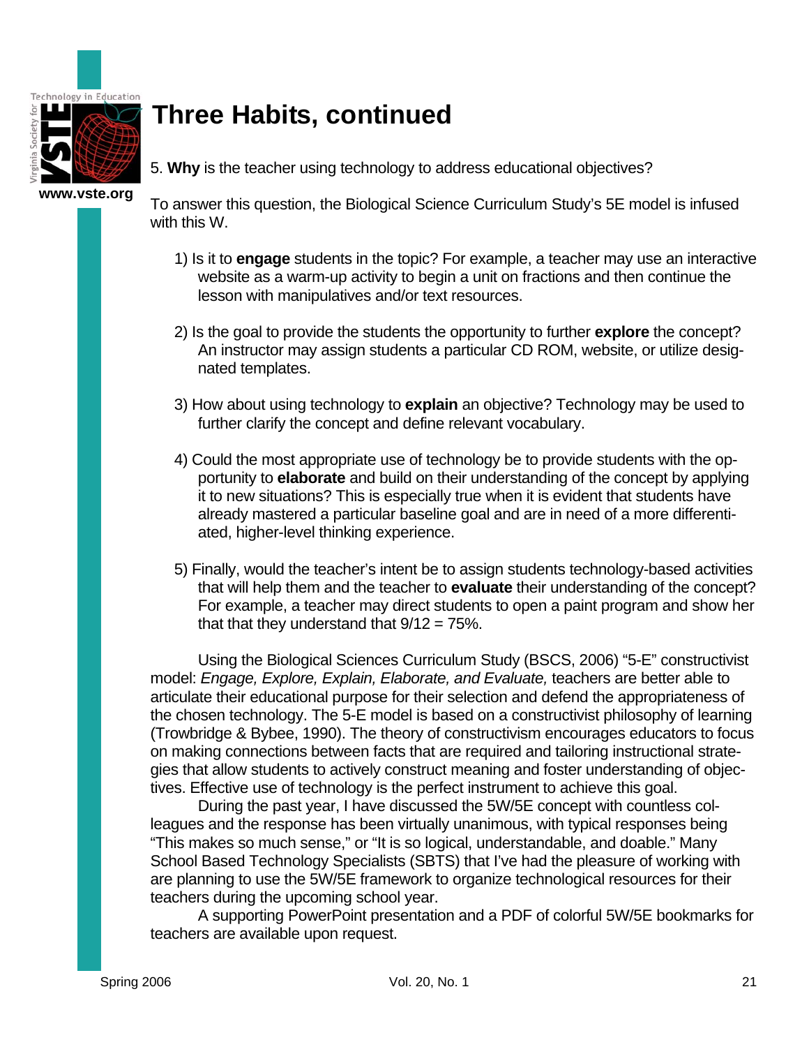# Three Habits, continued

5. **Why** is the teacher using technology to address educational objectives?

To answer this question, the Biological Science Curriculum Study's 5E model is infused with this W.

1) Is it to **engage** students in the topic? For example, a teacher may use an interactive website as a warm-up activity to begin a unit on fractions and then continue the lesson with manipulatives and/or text resources.

2) Is the goal to provide the students the opportunity to further **explore** the concept? An instructor may assign students a particular CD ROM, website, or utilize designated templates.

3) How about using technology to **explain** an objective? Technology may be used to further clarify the concept and define relevant vocabulary.

4) Could the most appropriate use of technology be to provide students with the opportunity to **elaborate** and build on their understanding of the concept by applying it to new situations? This is especially true when it is evident that students have already mastered a particular baseline goal and are in need of a more differentiated, higher-level thinking experience.

5) Finally, would the teacher's intent be to assign students technology-based activities that will help them and the teacher to **evaluate** their understanding of the concept? For example, a teacher may direct students to open a paint program and show her that that they understand that 9/12 = 75%.

Using the Biological Sciences Curriculum Study (BSCS, 2006) "5-E" constructivist model: *Engage, Explore, Explain, Elaborate, and Evaluate,* teachers are better able to articulate their educational purpose for their selection and defend the appropriateness of the chosen technology. The 5-E model is based on a constructivist philosophy of learning (Trowbridge & Bybee, 1990). The theory of constructivism encourages educators to focus on making connections between facts that are required and tailoring instructional strategies that allow students to actively construct meaning and foster understanding of objectives. Effective use of technology is the perfect instrument to achieve this goal.

During the past year, I have discussed the 5W/5E concept with countless colleagues and the response has been virtually unanimous, with typical responses being "This makes so much sense," or "It is so logical, understandable, and doable." Many School Based Technology Specialists (SBTS) that I've had the pleasure of working with are planning to use the 5W/5E framework to organize technological resources for their teachers during the upcoming school year.

A supporting PowerPoint presentation and a PDF of colorful 5W/5E bookmarks for teachers are available upon request.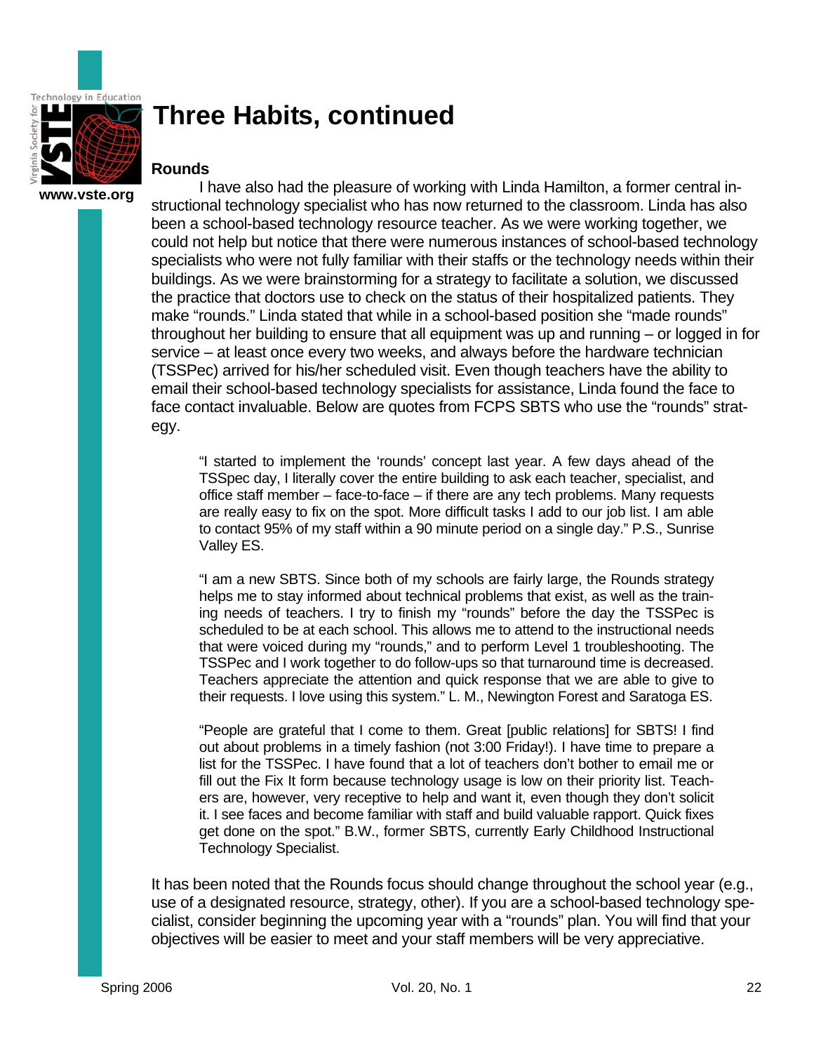# Three Habits, continued

### Rounds

I have also had the pleasure of working with Linda Hamilton, a former central instructional technology specialist who has now returned to the classroom. Linda has also been a school-based technology resource teacher. As we were working together, we could not help but notice that there were numerous instances of school-based technology specialists who were not fully familiar with their staffs or the technology needs within their buildings. As we were brainstorming for a strategy to facilitate a solution, we discussed the practice that doctors use to check on the status of their hospitalized patients. They make "rounds." Linda stated that while in a school-based position she "made rounds" throughout her building to ensure that all equipment was up and running – or logged in for service – at least once every two weeks, and always before the hardware technician (TSSPec) arrived for his/her scheduled visit. Even though teachers have the ability to email their school-based technology specialists for assistance, Linda found the face to face contact invaluable. Below are quotes from FCPS SBTS who use the "rounds" strategy.

> "I started to implement the 'rounds' concept last year. A few days ahead of the TSSpec day, I literally cover the entire building to ask each teacher, specialist, and office staff member – face-to-face – if there are any tech problems. Many requests are really easy to fix on the spot. More difficult tasks I add to our job list. I am able to contact 95% of my staff within a 90 minute period on a single day." P.S., Sunrise Valley ES.

> "I am a new SBTS. Since both of my schools are fairly large, the Rounds strategy helps me to stay informed about technical problems that exist, as well as the training needs of teachers. I try to finish my "rounds" before the day the TSSPec is scheduled to be at each school. This allows me to attend to the instructional needs that were voiced during my "rounds," and to perform Level 1 troubleshooting. The TSSPec and I work together to do follow-ups so that turnaround time is decreased. Teachers appreciate the attention and quick response that we are able to give to their requests. I love using this system." L. M., Newington Forest and Saratoga ES.

> "People are grateful that I come to them. Great [public relations] for SBTS! I find out about problems in a timely fashion (not 3:00 Friday!). I have time to prepare a list for the TSSPec. I have found that a lot of teachers don't bother to email me or fill out the Fix It form because technology usage is low on their priority list. Teachers are, however, very receptive to help and want it, even though they don't solicit it. I see faces and become familiar with staff and build valuable rapport. Quick fixes get done on the spot." B.W., former SBTS, currently Early Childhood Instructional Technology Specialist.

It has been noted that the Rounds focus should change throughout the school year (e.g., use of a designated resource, strategy, other). If you are a school-based technology specialist, consider beginning the upcoming year with a "rounds" plan. You will find that your objectives will be easier to meet and your staff members will be very appreciative.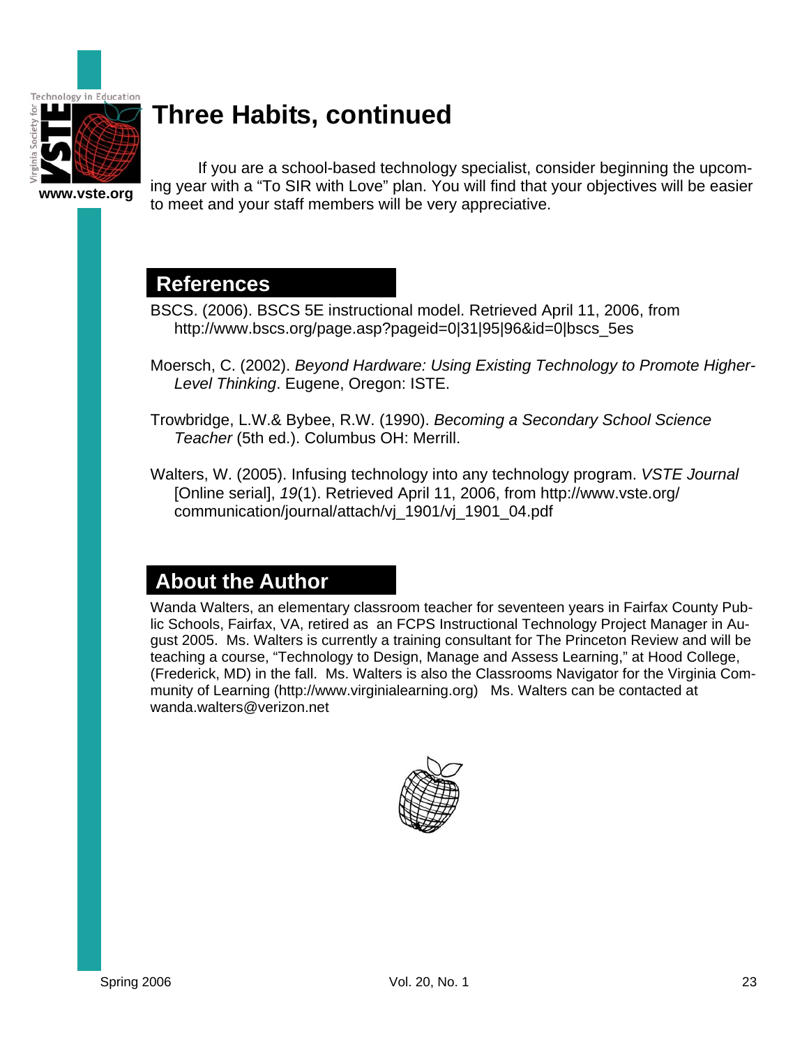# Three Habits, continued

If you are a school-based technology specialist, consider beginning the upcoming year with a "To SIR with Love" plan. You will find that your objectives will be easier to meet and your staff members will be very appreciative.

## References

BSCS. (2006). BSCS 5E instructional model. Retrieved April 11, 2006, from http://www.bscs.org/page.asp?pageid=0|31|95|96&id=0|bscs_5es

Moersch, C. (2002). *Beyond Hardware: Using Existing Technology to Promote Higher-Level Thinking*. Eugene, Oregon: ISTE.

Trowbridge, L.W.& Bybee, R.W. (1990). *Becoming a Secondary School Science Teacher* (5th ed.). Columbus OH: Merrill.

Walters, W. (2005). Infusing technology into any technology program. *VSTE Journal* [Online serial], *19*(1). Retrieved April 11, 2006, from http://www.vste.org/communication/journal/attach/vj_1901/vj_1901_04.pdf

## About the Author

Wanda Walters, an elementary classroom teacher for seventeen years in Fairfax County Public Schools, Fairfax, VA, retired as an FCPS Instructional Technology Project Manager in August 2005. Ms. Walters is currently a training consultant for The Princeton Review and will be teaching a course, "Technology to Design, Manage and Assess Learning," at Hood College, (Frederick, MD) in the fall. Ms. Walters is also the Classrooms Navigator for the Virginia Community of Learning (http://www.virginialearning.org) Ms. Walters can be contacted at wanda.walters@verizon.net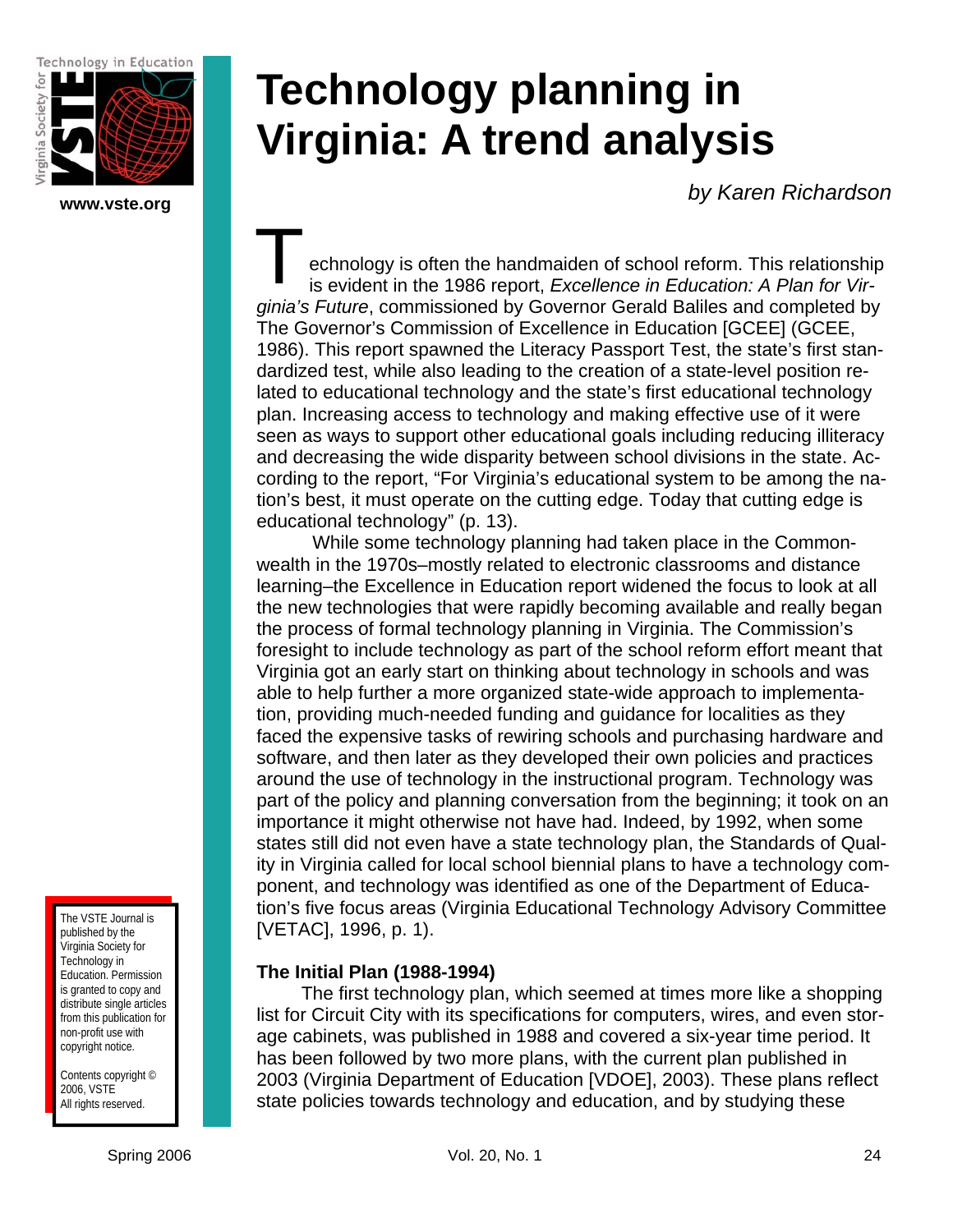# Technology planning in Virginia: A trend analysis

*by Karen Richardson*

Technology is often the handmaiden of school reform. This relationship is evident in the 1986 report, *Excellence in Education: A Plan for Virginia's Future*, commissioned by Governor Gerald Baliles and completed by The Governor's Commission of Excellence in Education [GCEE] (GCEE, 1986). This report spawned the Literacy Passport Test, the state's first standardized test, while also leading to the creation of a state-level position related to educational technology and the state's first educational technology plan. Increasing access to technology and making effective use of it were seen as ways to support other educational goals including reducing illiteracy and decreasing the wide disparity between school divisions in the state. According to the report, "For Virginia's educational system to be among the nation's best, it must operate on the cutting edge. Today that cutting edge is educational technology" (p. 13).

While some technology planning had taken place in the Commonwealth in the 1970s–mostly related to electronic classrooms and distance learning–the Excellence in Education report widened the focus to look at all the new technologies that were rapidly becoming available and really began the process of formal technology planning in Virginia. The Commission's foresight to include technology as part of the school reform effort meant that Virginia got an early start on thinking about technology in schools and was able to help further a more organized state-wide approach to implementation, providing much-needed funding and guidance for localities as they faced the expensive tasks of rewiring schools and purchasing hardware and software, and then later as they developed their own policies and practices around the use of technology in the instructional program. Technology was part of the policy and planning conversation from the beginning; it took on an importance it might otherwise not have had. Indeed, by 1992, when some states still did not even have a state technology plan, the Standards of Quality in Virginia called for local school biennial plans to have a technology component, and technology was identified as one of the Department of Education's five focus areas (Virginia Educational Technology Advisory Committee [VETAC], 1996, p. 1).

### The Initial Plan (1988-1994)

The first technology plan, which seemed at times more like a shopping list for Circuit City with its specifications for computers, wires, and even storage cabinets, was published in 1988 and covered a six-year time period. It has been followed by two more plans, with the current plan published in 2003 (Virginia Department of Education [VDOE], 2003). These plans reflect state policies towards technology and education, and by studying these

The VSTE Journal is published by the Virginia Society for Technology in Education. Permission is granted to copy and distribute single articles from this publication for non-profit use with copyright notice.

Contents copyright © 2006, VSTE
All rights reserved.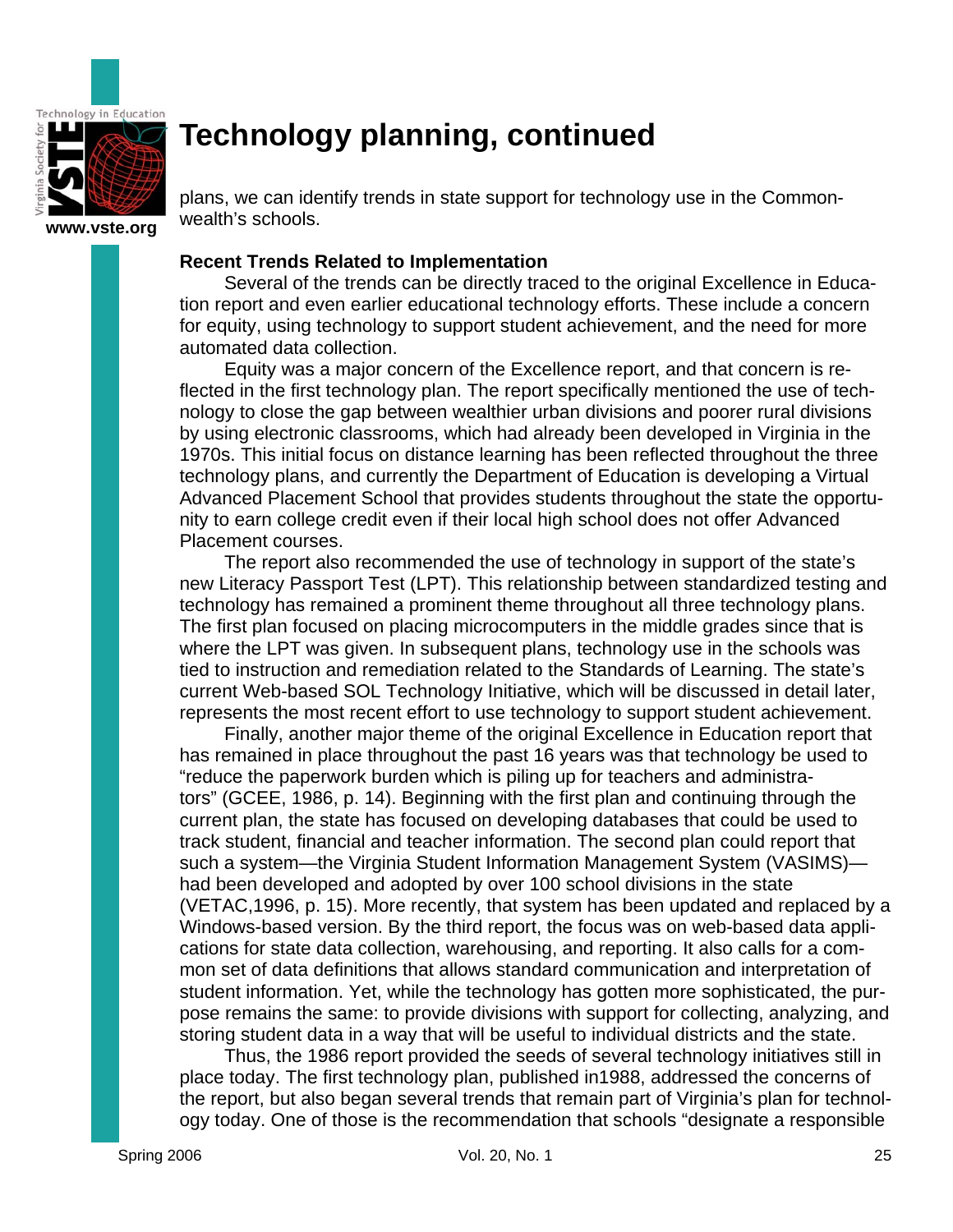# Technology planning, continued

plans, we can identify trends in state support for technology use in the Commonwealth's schools.

**Recent Trends Related to Implementation**

Several of the trends can be directly traced to the original Excellence in Education report and even earlier educational technology efforts. These include a concern for equity, using technology to support student achievement, and the need for more automated data collection.

Equity was a major concern of the Excellence report, and that concern is reflected in the first technology plan. The report specifically mentioned the use of technology to close the gap between wealthier urban divisions and poorer rural divisions by using electronic classrooms, which had already been developed in Virginia in the 1970s. This initial focus on distance learning has been reflected throughout the three technology plans, and currently the Department of Education is developing a Virtual Advanced Placement School that provides students throughout the state the opportunity to earn college credit even if their local high school does not offer Advanced Placement courses.

The report also recommended the use of technology in support of the state's new Literacy Passport Test (LPT). This relationship between standardized testing and technology has remained a prominent theme throughout all three technology plans. The first plan focused on placing microcomputers in the middle grades since that is where the LPT was given. In subsequent plans, technology use in the schools was tied to instruction and remediation related to the Standards of Learning. The state's current Web-based SOL Technology Initiative, which will be discussed in detail later, represents the most recent effort to use technology to support student achievement.

Finally, another major theme of the original Excellence in Education report that has remained in place throughout the past 16 years was that technology be used to "reduce the paperwork burden which is piling up for teachers and administrators" (GCEE, 1986, p. 14). Beginning with the first plan and continuing through the current plan, the state has focused on developing databases that could be used to track student, financial and teacher information. The second plan could report that such a system—the Virginia Student Information Management System (VASIMS)—had been developed and adopted by over 100 school divisions in the state (VETAC,1996, p. 15). More recently, that system has been updated and replaced by a Windows-based version. By the third report, the focus was on web-based data applications for state data collection, warehousing, and reporting. It also calls for a common set of data definitions that allows standard communication and interpretation of student information. Yet, while the technology has gotten more sophisticated, the purpose remains the same: to provide divisions with support for collecting, analyzing, and storing student data in a way that will be useful to individual districts and the state.

Thus, the 1986 report provided the seeds of several technology initiatives still in place today. The first technology plan, published in1988, addressed the concerns of the report, but also began several trends that remain part of Virginia's plan for technology today. One of those is the recommendation that schools "designate a responsible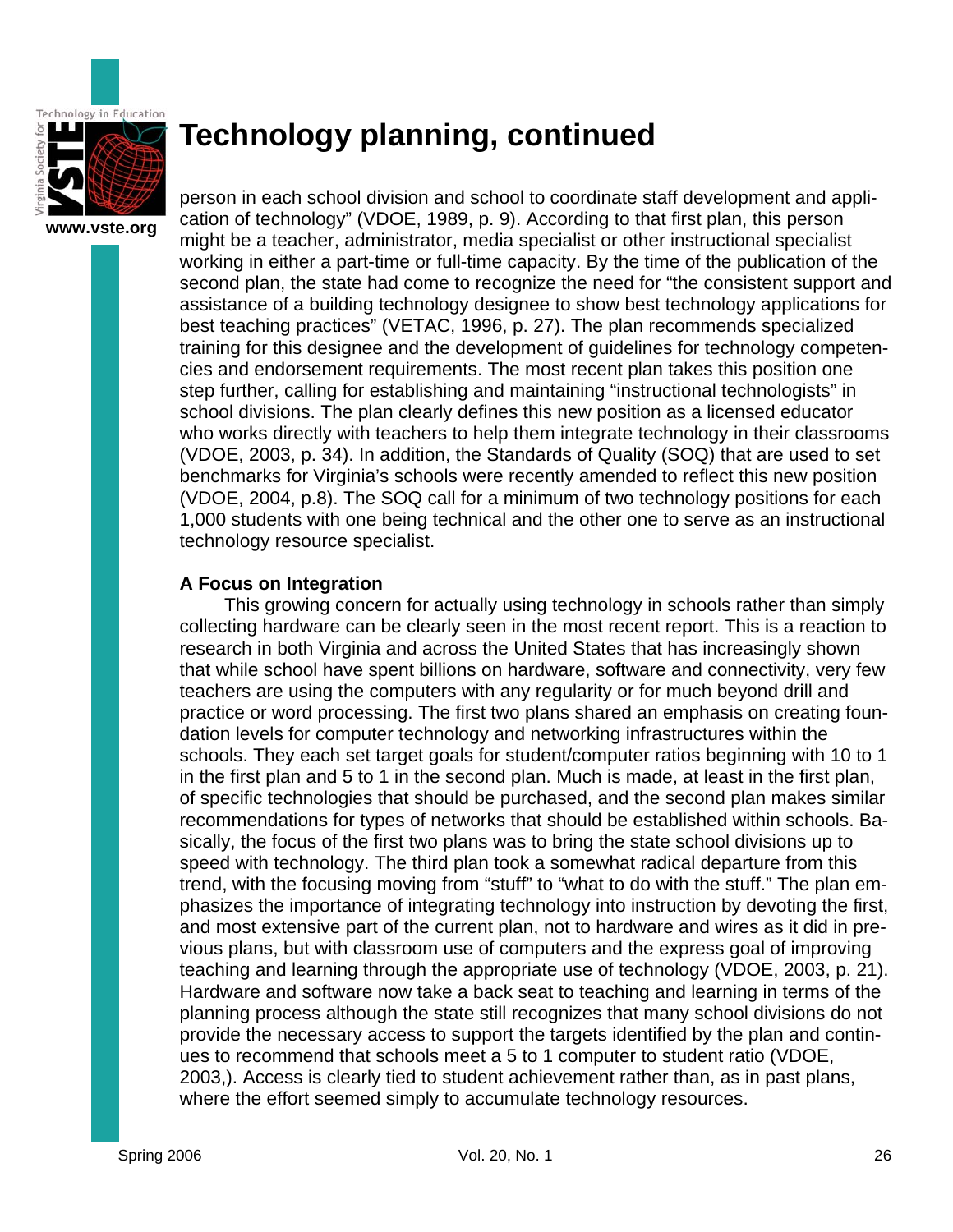# Technology planning, continued

person in each school division and school to coordinate staff development and application of technology" (VDOE, 1989, p. 9). According to that first plan, this person might be a teacher, administrator, media specialist or other instructional specialist working in either a part-time or full-time capacity. By the time of the publication of the second plan, the state had come to recognize the need for "the consistent support and assistance of a building technology designee to show best technology applications for best teaching practices" (VETAC, 1996, p. 27). The plan recommends specialized training for this designee and the development of guidelines for technology competencies and endorsement requirements. The most recent plan takes this position one step further, calling for establishing and maintaining "instructional technologists" in school divisions. The plan clearly defines this new position as a licensed educator who works directly with teachers to help them integrate technology in their classrooms (VDOE, 2003, p. 34). In addition, the Standards of Quality (SOQ) that are used to set benchmarks for Virginia's schools were recently amended to reflect this new position (VDOE, 2004, p.8). The SOQ call for a minimum of two technology positions for each 1,000 students with one being technical and the other one to serve as an instructional technology resource specialist.

**A Focus on Integration**

This growing concern for actually using technology in schools rather than simply collecting hardware can be clearly seen in the most recent report. This is a reaction to research in both Virginia and across the United States that has increasingly shown that while school have spent billions on hardware, software and connectivity, very few teachers are using the computers with any regularity or for much beyond drill and practice or word processing. The first two plans shared an emphasis on creating foundation levels for computer technology and networking infrastructures within the schools. They each set target goals for student/computer ratios beginning with 10 to 1 in the first plan and 5 to 1 in the second plan. Much is made, at least in the first plan, of specific technologies that should be purchased, and the second plan makes similar recommendations for types of networks that should be established within schools. Basically, the focus of the first two plans was to bring the state school divisions up to speed with technology. The third plan took a somewhat radical departure from this trend, with the focusing moving from "stuff" to "what to do with the stuff." The plan emphasizes the importance of integrating technology into instruction by devoting the first, and most extensive part of the current plan, not to hardware and wires as it did in previous plans, but with classroom use of computers and the express goal of improving teaching and learning through the appropriate use of technology (VDOE, 2003, p. 21). Hardware and software now take a back seat to teaching and learning in terms of the planning process although the state still recognizes that many school divisions do not provide the necessary access to support the targets identified by the plan and continues to recommend that schools meet a 5 to 1 computer to student ratio (VDOE, 2003,). Access is clearly tied to student achievement rather than, as in past plans, where the effort seemed simply to accumulate technology resources.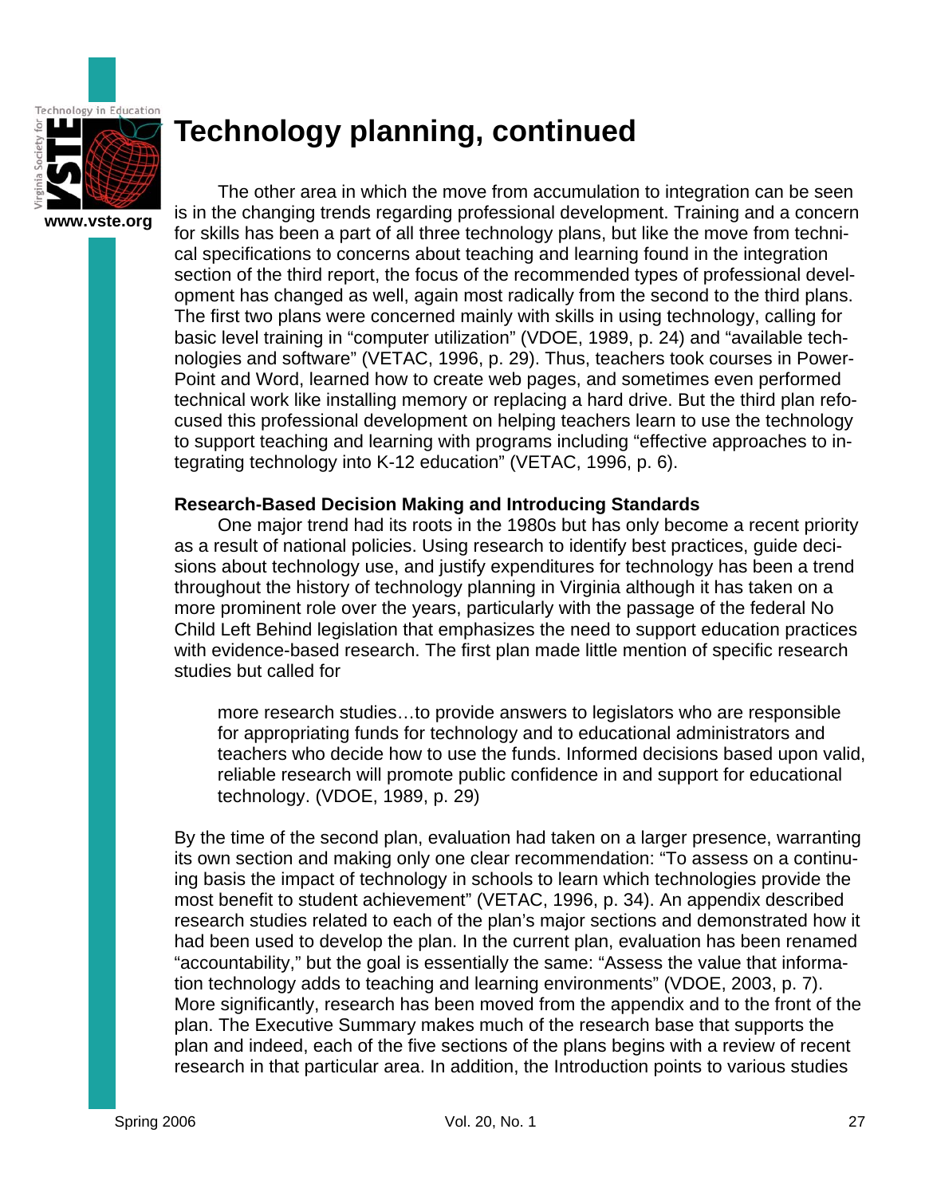# Technology planning, continued

The other area in which the move from accumulation to integration can be seen is in the changing trends regarding professional development. Training and a concern for skills has been a part of all three technology plans, but like the move from technical specifications to concerns about teaching and learning found in the integration section of the third report, the focus of the recommended types of professional development has changed as well, again most radically from the second to the third plans. The first two plans were concerned mainly with skills in using technology, calling for basic level training in "computer utilization" (VDOE, 1989, p. 24) and "available technologies and software" (VETAC, 1996, p. 29). Thus, teachers took courses in PowerPoint and Word, learned how to create web pages, and sometimes even performed technical work like installing memory or replacing a hard drive. But the third plan refocused this professional development on helping teachers learn to use the technology to support teaching and learning with programs including "effective approaches to integrating technology into K-12 education" (VETAC, 1996, p. 6).

**Research-Based Decision Making and Introducing Standards**

One major trend had its roots in the 1980s but has only become a recent priority as a result of national policies. Using research to identify best practices, guide decisions about technology use, and justify expenditures for technology has been a trend throughout the history of technology planning in Virginia although it has taken on a more prominent role over the years, particularly with the passage of the federal No Child Left Behind legislation that emphasizes the need to support education practices with evidence-based research. The first plan made little mention of specific research studies but called for

> more research studies…to provide answers to legislators who are responsible for appropriating funds for technology and to educational administrators and teachers who decide how to use the funds. Informed decisions based upon valid, reliable research will promote public confidence in and support for educational technology. (VDOE, 1989, p. 29)

By the time of the second plan, evaluation had taken on a larger presence, warranting its own section and making only one clear recommendation: "To assess on a continuing basis the impact of technology in schools to learn which technologies provide the most benefit to student achievement" (VETAC, 1996, p. 34). An appendix described research studies related to each of the plan's major sections and demonstrated how it had been used to develop the plan. In the current plan, evaluation has been renamed "accountability," but the goal is essentially the same: "Assess the value that information technology adds to teaching and learning environments" (VDOE, 2003, p. 7). More significantly, research has been moved from the appendix and to the front of the plan. The Executive Summary makes much of the research base that supports the plan and indeed, each of the five sections of the plans begins with a review of recent research in that particular area. In addition, the Introduction points to various studies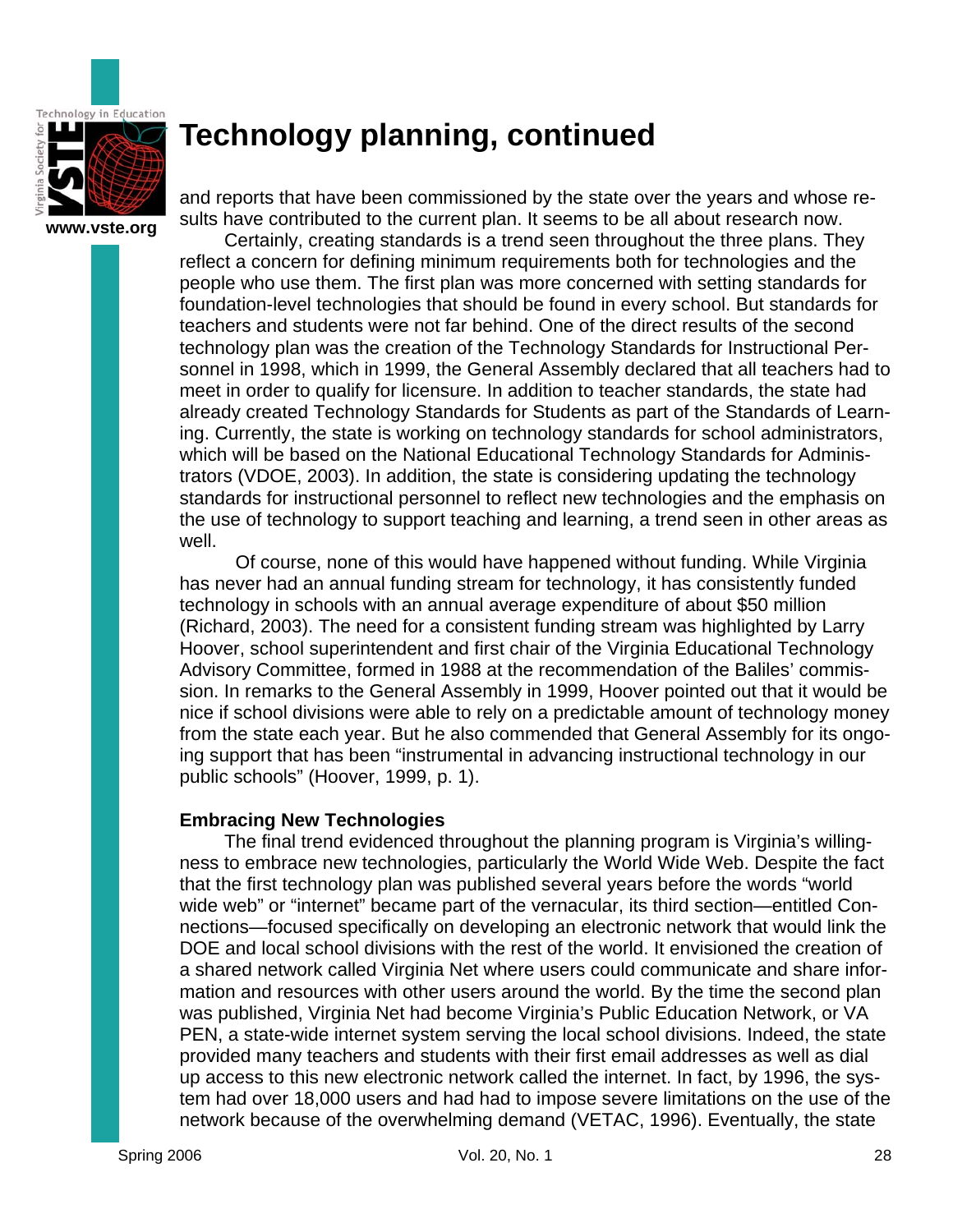# Technology planning, continued

and reports that have been commissioned by the state over the years and whose results have contributed to the current plan. It seems to be all about research now.

Certainly, creating standards is a trend seen throughout the three plans. They reflect a concern for defining minimum requirements both for technologies and the people who use them. The first plan was more concerned with setting standards for foundation-level technologies that should be found in every school. But standards for teachers and students were not far behind. One of the direct results of the second technology plan was the creation of the Technology Standards for Instructional Personnel in 1998, which in 1999, the General Assembly declared that all teachers had to meet in order to qualify for licensure. In addition to teacher standards, the state had already created Technology Standards for Students as part of the Standards of Learning. Currently, the state is working on technology standards for school administrators, which will be based on the National Educational Technology Standards for Administrators (VDOE, 2003). In addition, the state is considering updating the technology standards for instructional personnel to reflect new technologies and the emphasis on the use of technology to support teaching and learning, a trend seen in other areas as well.

Of course, none of this would have happened without funding. While Virginia has never had an annual funding stream for technology, it has consistently funded technology in schools with an annual average expenditure of about $50 million (Richard, 2003). The need for a consistent funding stream was highlighted by Larry Hoover, school superintendent and first chair of the Virginia Educational Technology Advisory Committee, formed in 1988 at the recommendation of the Baliles' commission. In remarks to the General Assembly in 1999, Hoover pointed out that it would be nice if school divisions were able to rely on a predictable amount of technology money from the state each year. But he also commended that General Assembly for its ongoing support that has been "instrumental in advancing instructional technology in our public schools" (Hoover, 1999, p. 1).

**Embracing New Technologies**

The final trend evidenced throughout the planning program is Virginia's willingness to embrace new technologies, particularly the World Wide Web. Despite the fact that the first technology plan was published several years before the words "world wide web" or "internet" became part of the vernacular, its third section—entitled Connections—focused specifically on developing an electronic network that would link the DOE and local school divisions with the rest of the world. It envisioned the creation of a shared network called Virginia Net where users could communicate and share information and resources with other users around the world. By the time the second plan was published, Virginia Net had become Virginia's Public Education Network, or VA PEN, a state-wide internet system serving the local school divisions. Indeed, the state provided many teachers and students with their first email addresses as well as dial up access to this new electronic network called the internet. In fact, by 1996, the system had over 18,000 users and had had to impose severe limitations on the use of the network because of the overwhelming demand (VETAC, 1996). Eventually, the state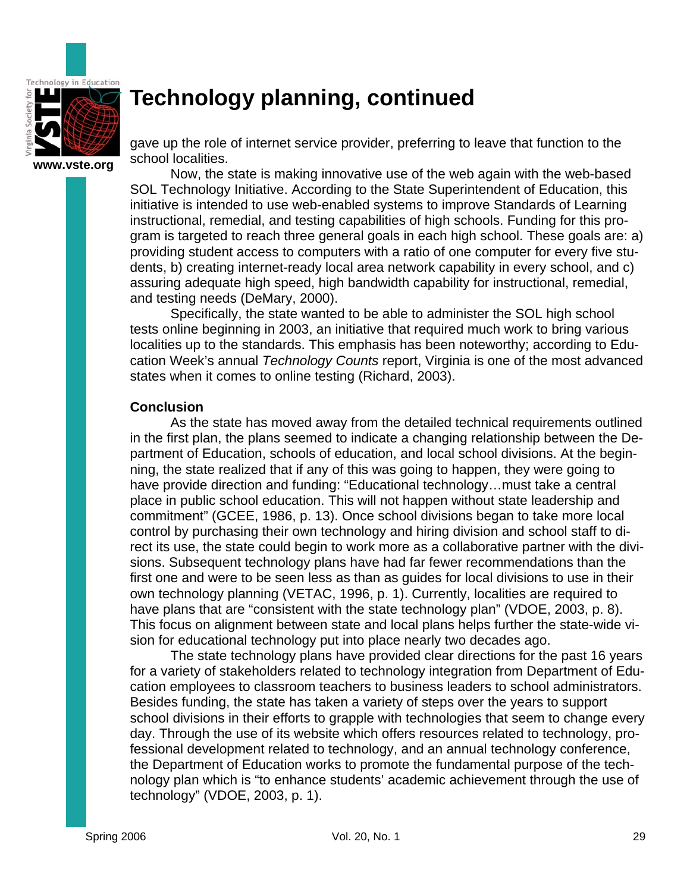# Technology planning, continued

gave up the role of internet service provider, preferring to leave that function to the school localities.

Now, the state is making innovative use of the web again with the web-based SOL Technology Initiative. According to the State Superintendent of Education, this initiative is intended to use web-enabled systems to improve Standards of Learning instructional, remedial, and testing capabilities of high schools. Funding for this program is targeted to reach three general goals in each high school. These goals are: a) providing student access to computers with a ratio of one computer for every five students, b) creating internet-ready local area network capability in every school, and c) assuring adequate high speed, high bandwidth capability for instructional, remedial, and testing needs (DeMary, 2000).

Specifically, the state wanted to be able to administer the SOL high school tests online beginning in 2003, an initiative that required much work to bring various localities up to the standards. This emphasis has been noteworthy; according to Education Week's annual *Technology Counts* report, Virginia is one of the most advanced states when it comes to online testing (Richard, 2003).

**Conclusion**

As the state has moved away from the detailed technical requirements outlined in the first plan, the plans seemed to indicate a changing relationship between the Department of Education, schools of education, and local school divisions. At the beginning, the state realized that if any of this was going to happen, they were going to have provide direction and funding: "Educational technology…must take a central place in public school education. This will not happen without state leadership and commitment" (GCEE, 1986, p. 13). Once school divisions began to take more local control by purchasing their own technology and hiring division and school staff to direct its use, the state could begin to work more as a collaborative partner with the divisions. Subsequent technology plans have had far fewer recommendations than the first one and were to be seen less as than as guides for local divisions to use in their own technology planning (VETAC, 1996, p. 1). Currently, localities are required to have plans that are "consistent with the state technology plan" (VDOE, 2003, p. 8). This focus on alignment between state and local plans helps further the state-wide vision for educational technology put into place nearly two decades ago.

The state technology plans have provided clear directions for the past 16 years for a variety of stakeholders related to technology integration from Department of Education employees to classroom teachers to business leaders to school administrators. Besides funding, the state has taken a variety of steps over the years to support school divisions in their efforts to grapple with technologies that seem to change every day. Through the use of its website which offers resources related to technology, professional development related to technology, and an annual technology conference, the Department of Education works to promote the fundamental purpose of the technology plan which is "to enhance students' academic achievement through the use of technology" (VDOE, 2003, p. 1).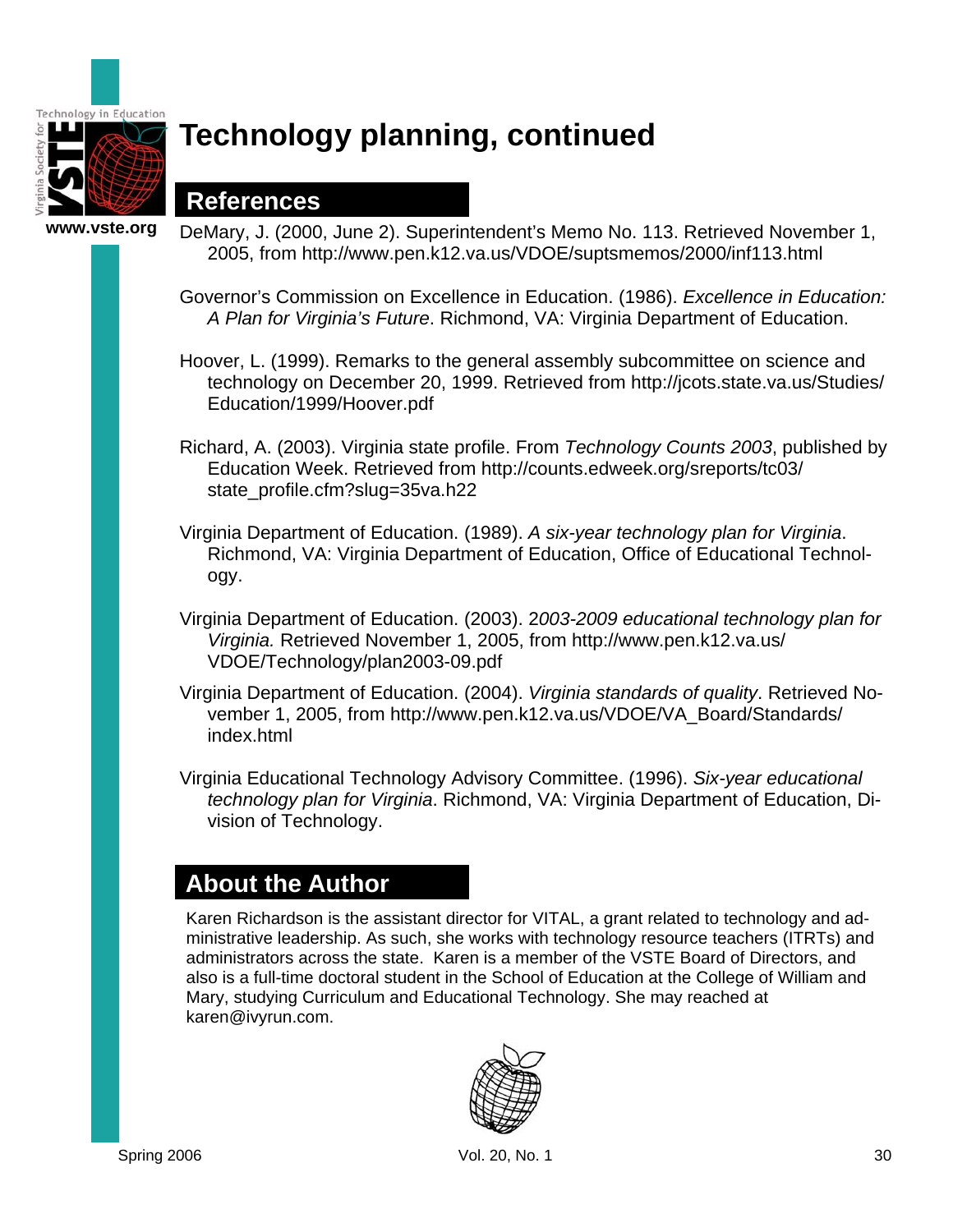# Technology planning, continued

## References

DeMary, J. (2000, June 2). Superintendent's Memo No. 113. Retrieved November 1, 2005, from http://www.pen.k12.va.us/VDOE/suptsmemos/2000/inf113.html

Governor's Commission on Excellence in Education. (1986). *Excellence in Education: A Plan for Virginia's Future*. Richmond, VA: Virginia Department of Education.

Hoover, L. (1999). Remarks to the general assembly subcommittee on science and technology on December 20, 1999. Retrieved from http://jcots.state.va.us/Studies/Education/1999/Hoover.pdf

Richard, A. (2003). Virginia state profile. From *Technology Counts 2003*, published by Education Week. Retrieved from http://counts.edweek.org/sreports/tc03/state_profile.cfm?slug=35va.h22

Virginia Department of Education. (1989). *A six-year technology plan for Virginia*. Richmond, VA: Virginia Department of Education, Office of Educational Technology.

Virginia Department of Education. (2003). 2*003-2009 educational technology plan for Virginia.* Retrieved November 1, 2005, from http://www.pen.k12.va.us/VDOE/Technology/plan2003-09.pdf

Virginia Department of Education. (2004). *Virginia standards of quality*. Retrieved November 1, 2005, from http://www.pen.k12.va.us/VDOE/VA_Board/Standards/index.html

Virginia Educational Technology Advisory Committee. (1996). *Six-year educational technology plan for Virginia*. Richmond, VA: Virginia Department of Education, Division of Technology.

## About the Author

Karen Richardson is the assistant director for VITAL, a grant related to technology and administrative leadership. As such, she works with technology resource teachers (ITRTs) and administrators across the state. Karen is a member of the VSTE Board of Directors, and also is a full-time doctoral student in the School of Education at the College of William and Mary, studying Curriculum and Educational Technology. She may reached at karen@ivyrun.com.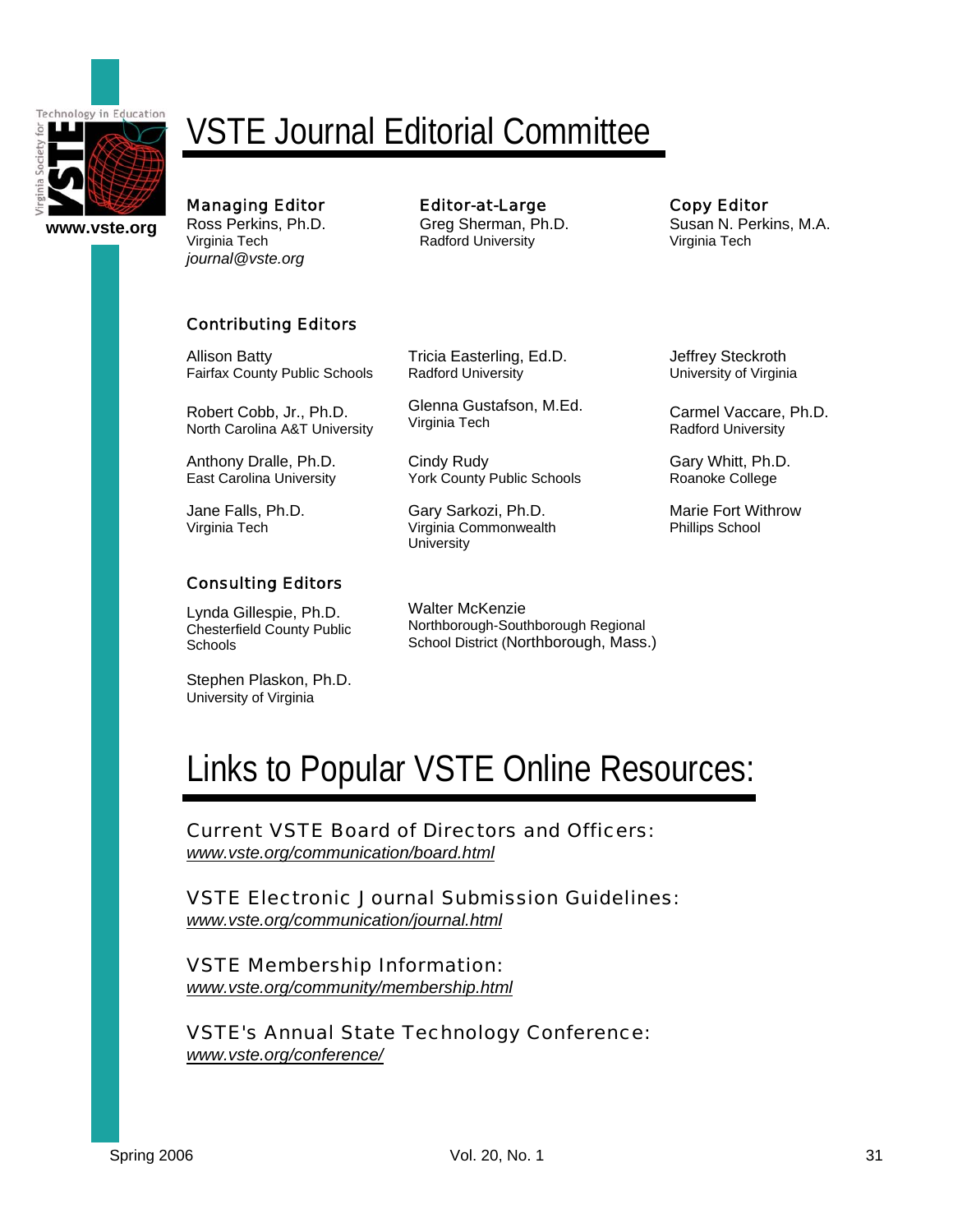www.vste.org

# VSTE Journal Editorial Committee

### Managing Editor

Ross Perkins, Ph.D.
Virginia Tech
*journal@vste.org*

### Editor-at-Large

Greg Sherman, Ph.D.
Radford University

### Copy Editor

Susan N. Perkins, M.A.
Virginia Tech

### Contributing Editors

Allison Batty
Fairfax County Public Schools

Robert Cobb, Jr., Ph.D.
North Carolina A&T University

Anthony Dralle, Ph.D.
East Carolina University

Jane Falls, Ph.D.
Virginia Tech

Tricia Easterling, Ed.D.
Radford University

Glenna Gustafson, M.Ed.
Virginia Tech

Cindy Rudy
York County Public Schools

Gary Sarkozi, Ph.D.
Virginia Commonwealth University

Jeffrey Steckroth
University of Virginia

Carmel Vaccare, Ph.D.
Radford University

Gary Whitt, Ph.D.
Roanoke College

Marie Fort Withrow
Phillips School

### Consulting Editors

Lynda Gillespie, Ph.D.
Chesterfield County Public Schools

Stephen Plaskon, Ph.D.
University of Virginia

Walter McKenzie
Northborough-Southborough Regional School District (Northborough, Mass.)

# Links to Popular VSTE Online Resources:

### Current VSTE Board of Directors and Officers:

*www.vste.org/communication/board.html*

### VSTE Electronic Journal Submission Guidelines:

*www.vste.org/communication/journal.html*

### VSTE Membership Information:

*www.vste.org/community/membership.html*

### VSTE's Annual State Technology Conference:

*www.vste.org/conference/*